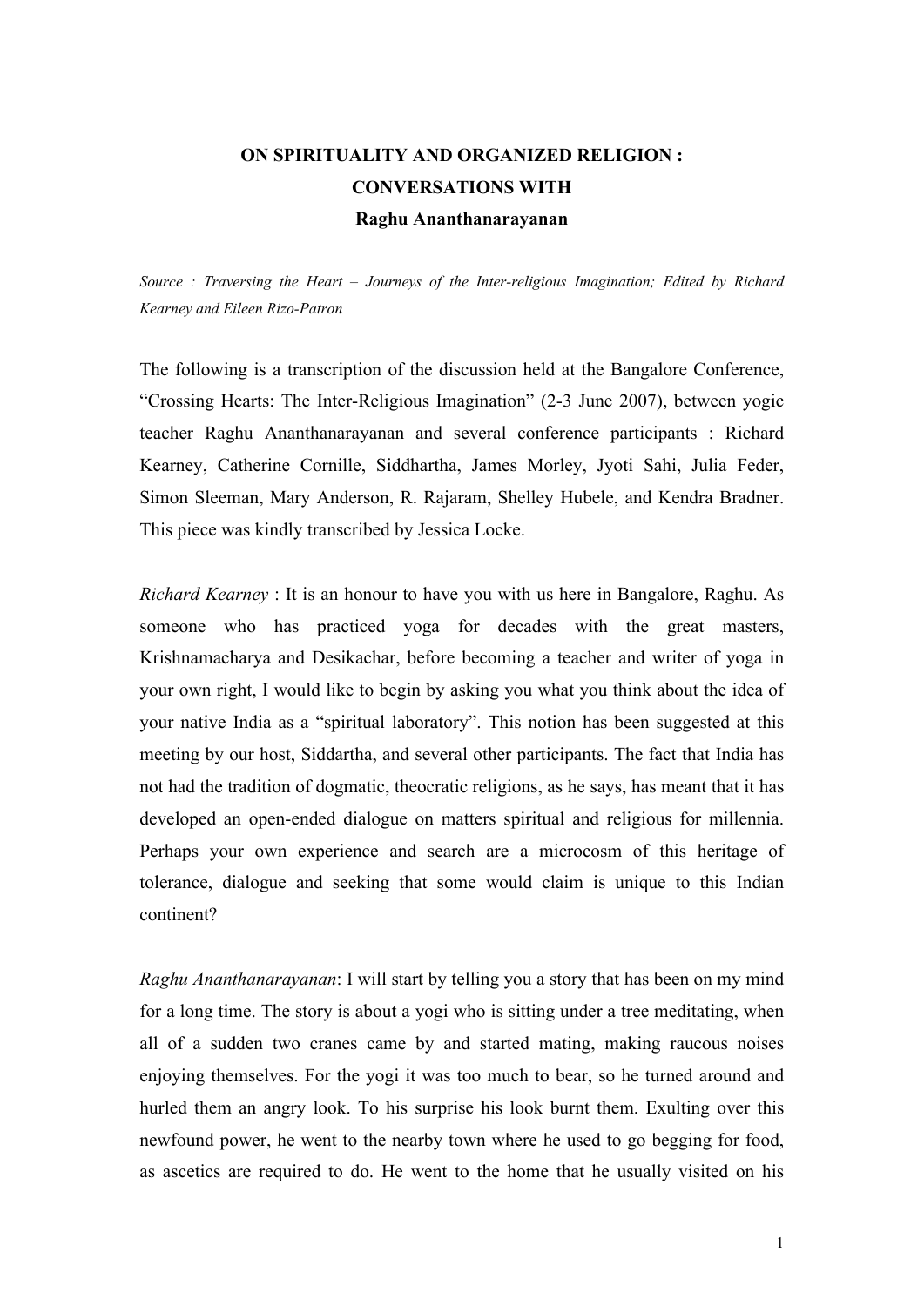# ON SPIRITUALITY AND ORGANIZED RELIGION : CONVERSATIONS WITH Raghu Ananthanarayanan

*Source : Traversing the Heart – Journeys of the Inter-religious Imagination; Edited by Richard Kearney and Eileen Rizo-Patron*

The following is a transcription of the discussion held at the Bangalore Conference, "Crossing Hearts: The Inter-Religious Imagination" (2-3 June 2007), between yogic teacher Raghu Ananthanarayanan and several conference participants : Richard Kearney, Catherine Cornille, Siddhartha, James Morley, Jyoti Sahi, Julia Feder, Simon Sleeman, Mary Anderson, R. Rajaram, Shelley Hubele, and Kendra Bradner. This piece was kindly transcribed by Jessica Locke.

*Richard Kearney* : It is an honour to have you with us here in Bangalore, Raghu. As someone who has practiced yoga for decades with the great masters, Krishnamacharya and Desikachar, before becoming a teacher and writer of yoga in your own right, I would like to begin by asking you what you think about the idea of your native India as a "spiritual laboratory". This notion has been suggested at this meeting by our host, Siddartha, and several other participants. The fact that India has not had the tradition of dogmatic, theocratic religions, as he says, has meant that it has developed an open-ended dialogue on matters spiritual and religious for millennia. Perhaps your own experience and search are a microcosm of this heritage of tolerance, dialogue and seeking that some would claim is unique to this Indian continent?

*Raghu Ananthanarayanan*: I will start by telling you a story that has been on my mind for a long time. The story is about a yogi who is sitting under a tree meditating, when all of a sudden two cranes came by and started mating, making raucous noises enjoying themselves. For the yogi it was too much to bear, so he turned around and hurled them an angry look. To his surprise his look burnt them. Exulting over this newfound power, he went to the nearby town where he used to go begging for food, as ascetics are required to do. He went to the home that he usually visited on his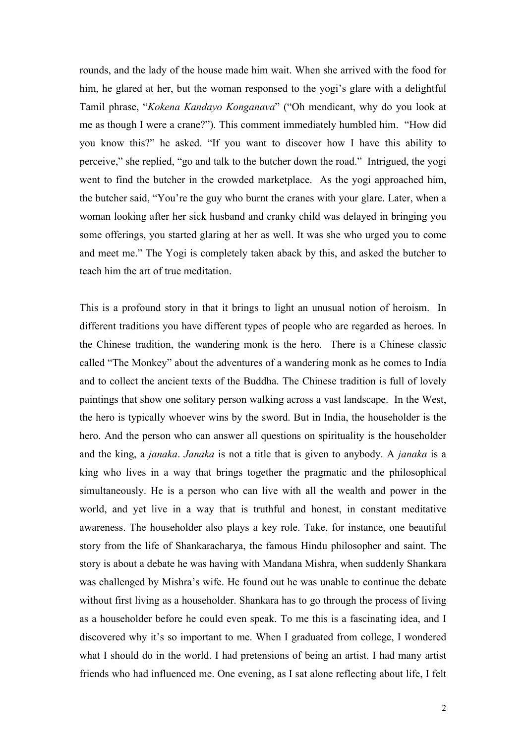rounds, and the lady of the house made him wait. When she arrived with the food for him, he glared at her, but the woman responsed to the yogi's glare with a delightful Tamil phrase, "*Kokena Kandayo Konganava*" ("Oh mendicant, why do you look at me as though I were a crane?"). This comment immediately humbled him. "How did you know this?" he asked. "If you want to discover how I have this ability to perceive," she replied, "go and talk to the butcher down the road." Intrigued, the yogi went to find the butcher in the crowded marketplace. As the yogi approached him, the butcher said, "You're the guy who burnt the cranes with your glare. Later, when a woman looking after her sick husband and cranky child was delayed in bringing you some offerings, you started glaring at her as well. It was she who urged you to come and meet me." The Yogi is completely taken aback by this, and asked the butcher to teach him the art of true meditation.

This is a profound story in that it brings to light an unusual notion of heroism. In different traditions you have different types of people who are regarded as heroes. In the Chinese tradition, the wandering monk is the hero. There is a Chinese classic called "The Monkey" about the adventures of a wandering monk as he comes to India and to collect the ancient texts of the Buddha. The Chinese tradition is full of lovely paintings that show one solitary person walking across a vast landscape. In the West, the hero is typically whoever wins by the sword. But in India, the householder is the hero. And the person who can answer all questions on spirituality is the householder and the king, a *janaka*. *Janaka* is not a title that is given to anybody. A *janaka* is a king who lives in a way that brings together the pragmatic and the philosophical simultaneously. He is a person who can live with all the wealth and power in the world, and yet live in a way that is truthful and honest, in constant meditative awareness. The householder also plays a key role. Take, for instance, one beautiful story from the life of Shankaracharya, the famous Hindu philosopher and saint. The story is about a debate he was having with Mandana Mishra, when suddenly Shankara was challenged by Mishra's wife. He found out he was unable to continue the debate without first living as a householder. Shankara has to go through the process of living as a householder before he could even speak. To me this is a fascinating idea, and I discovered why it's so important to me. When I graduated from college, I wondered what I should do in the world. I had pretensions of being an artist. I had many artist friends who had influenced me. One evening, as I sat alone reflecting about life, I felt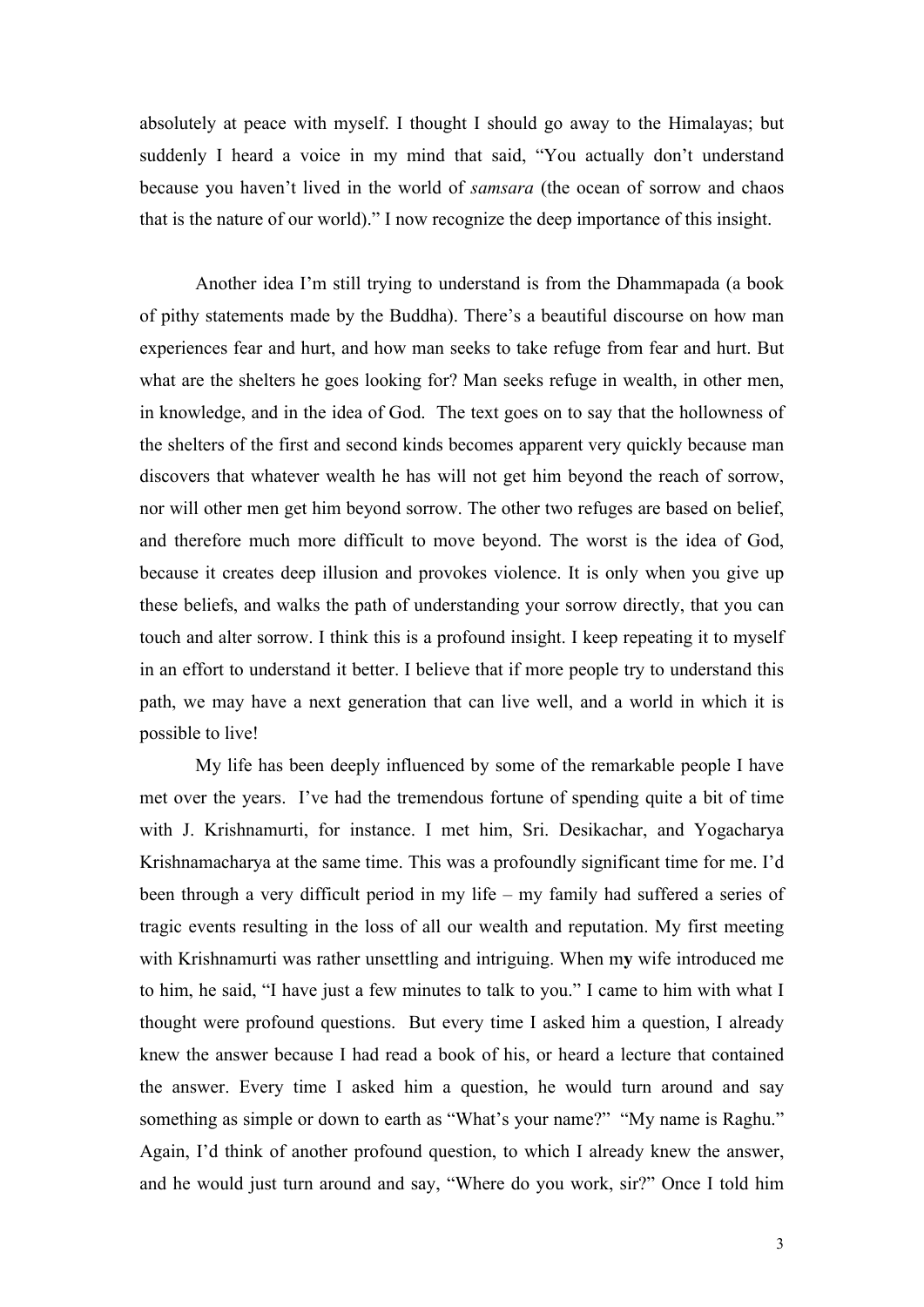absolutely at peace with myself. I thought I should go away to the Himalayas; but suddenly I heard a voice in my mind that said, "You actually don't understand because you haven't lived in the world of *samsara* (the ocean of sorrow and chaos that is the nature of our world)." I now recognize the deep importance of this insight.

Another idea I'm still trying to understand is from the Dhammapada (a book of pithy statements made by the Buddha). There's a beautiful discourse on how man experiences fear and hurt, and how man seeks to take refuge from fear and hurt. But what are the shelters he goes looking for? Man seeks refuge in wealth, in other men, in knowledge, and in the idea of God. The text goes on to say that the hollowness of the shelters of the first and second kinds becomes apparent very quickly because man discovers that whatever wealth he has will not get him beyond the reach of sorrow, nor will other men get him beyond sorrow. The other two refuges are based on belief, and therefore much more difficult to move beyond. The worst is the idea of God, because it creates deep illusion and provokes violence. It is only when you give up these beliefs, and walks the path of understanding your sorrow directly, that you can touch and alter sorrow. I think this is a profound insight. I keep repeating it to myself in an effort to understand it better. I believe that if more people try to understand this path, we may have a next generation that can live well, and a world in which it is possible to live!

My life has been deeply influenced by some of the remarkable people I have met over the years. I've had the tremendous fortune of spending quite a bit of time with J. Krishnamurti, for instance. I met him, Sri. Desikachar, and Yogacharya Krishnamacharya at the same time. This was a profoundly significant time for me. I'd been through a very difficult period in my life – my family had suffered a series of tragic events resulting in the loss of all our wealth and reputation. My first meeting with Krishnamurti was rather unsettling and intriguing. When my wife introduced me to him, he said, "I have just a few minutes to talk to you." I came to him with what I thought were profound questions. But every time I asked him a question, I already knew the answer because I had read a book of his, or heard a lecture that contained the answer. Every time I asked him a question, he would turn around and say something as simple or down to earth as "What's your name?" "My name is Raghu." Again, I'd think of another profound question, to which I already knew the answer, and he would just turn around and say, "Where do you work, sir?" Once I told him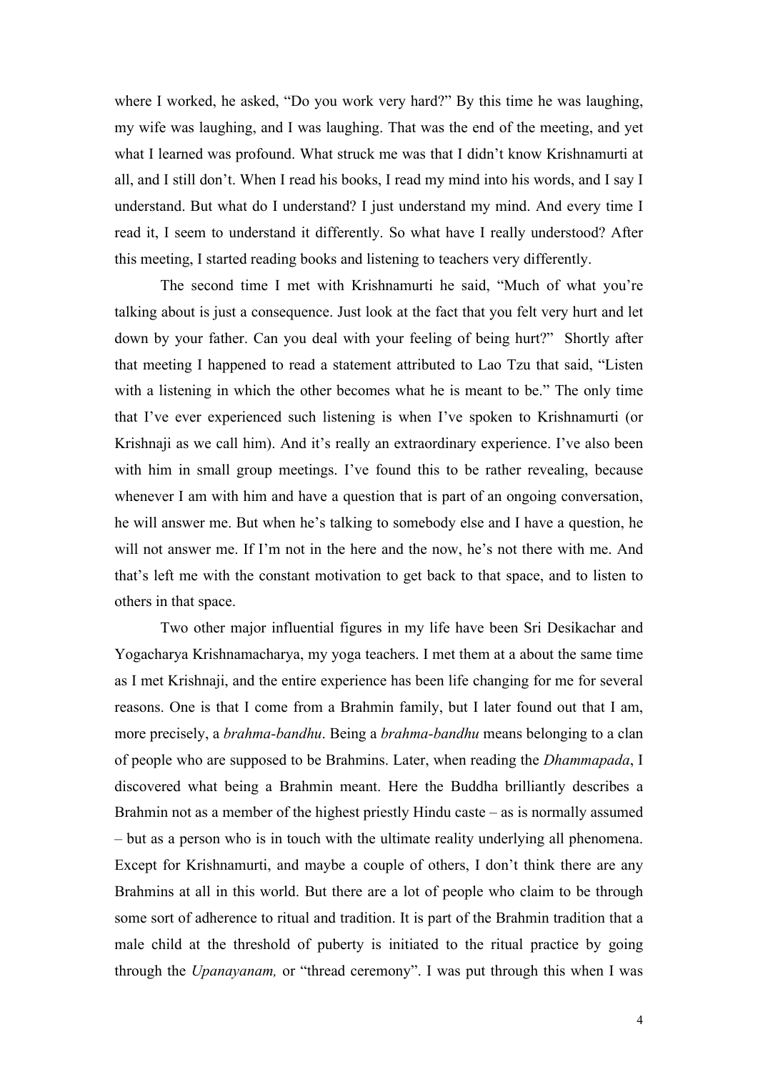where I worked, he asked, "Do you work very hard?" By this time he was laughing, my wife was laughing, and I was laughing. That was the end of the meeting, and yet what I learned was profound. What struck me was that I didn't know Krishnamurti at all, and I still don't. When I read his books, I read my mind into his words, and I say I understand. But what do I understand? I just understand my mind. And every time I read it, I seem to understand it differently. So what have I really understood? After this meeting, I started reading books and listening to teachers very differently.

The second time I met with Krishnamurti he said, "Much of what you're talking about is just a consequence. Just look at the fact that you felt very hurt and let down by your father. Can you deal with your feeling of being hurt?" Shortly after that meeting I happened to read a statement attributed to Lao Tzu that said, "Listen with a listening in which the other becomes what he is meant to be." The only time that I've ever experienced such listening is when I've spoken to Krishnamurti (or Krishnaji as we call him). And it's really an extraordinary experience. I've also been with him in small group meetings. I've found this to be rather revealing, because whenever I am with him and have a question that is part of an ongoing conversation, he will answer me. But when he's talking to somebody else and I have a question, he will not answer me. If I'm not in the here and the now, he's not there with me. And that's left me with the constant motivation to get back to that space, and to listen to others in that space.

Two other major influential figures in my life have been Sri Desikachar and Yogacharya Krishnamacharya, my yoga teachers. I met them at a about the same time as I met Krishnaji, and the entire experience has been life changing for me for several reasons. One is that I come from a Brahmin family, but I later found out that I am, more precisely, a *brahma-bandhu*. Being a *brahma-bandhu* means belonging to a clan of people who are supposed to be Brahmins. Later, when reading the *Dhammapada*, I discovered what being a Brahmin meant. Here the Buddha brilliantly describes a Brahmin not as a member of the highest priestly Hindu caste – as is normally assumed – but as a person who is in touch with the ultimate reality underlying all phenomena. Except for Krishnamurti, and maybe a couple of others, I don't think there are any Brahmins at all in this world. But there are a lot of people who claim to be through some sort of adherence to ritual and tradition. It is part of the Brahmin tradition that a male child at the threshold of puberty is initiated to the ritual practice by going through the *Upanayanam,* or "thread ceremony". I was put through this when I was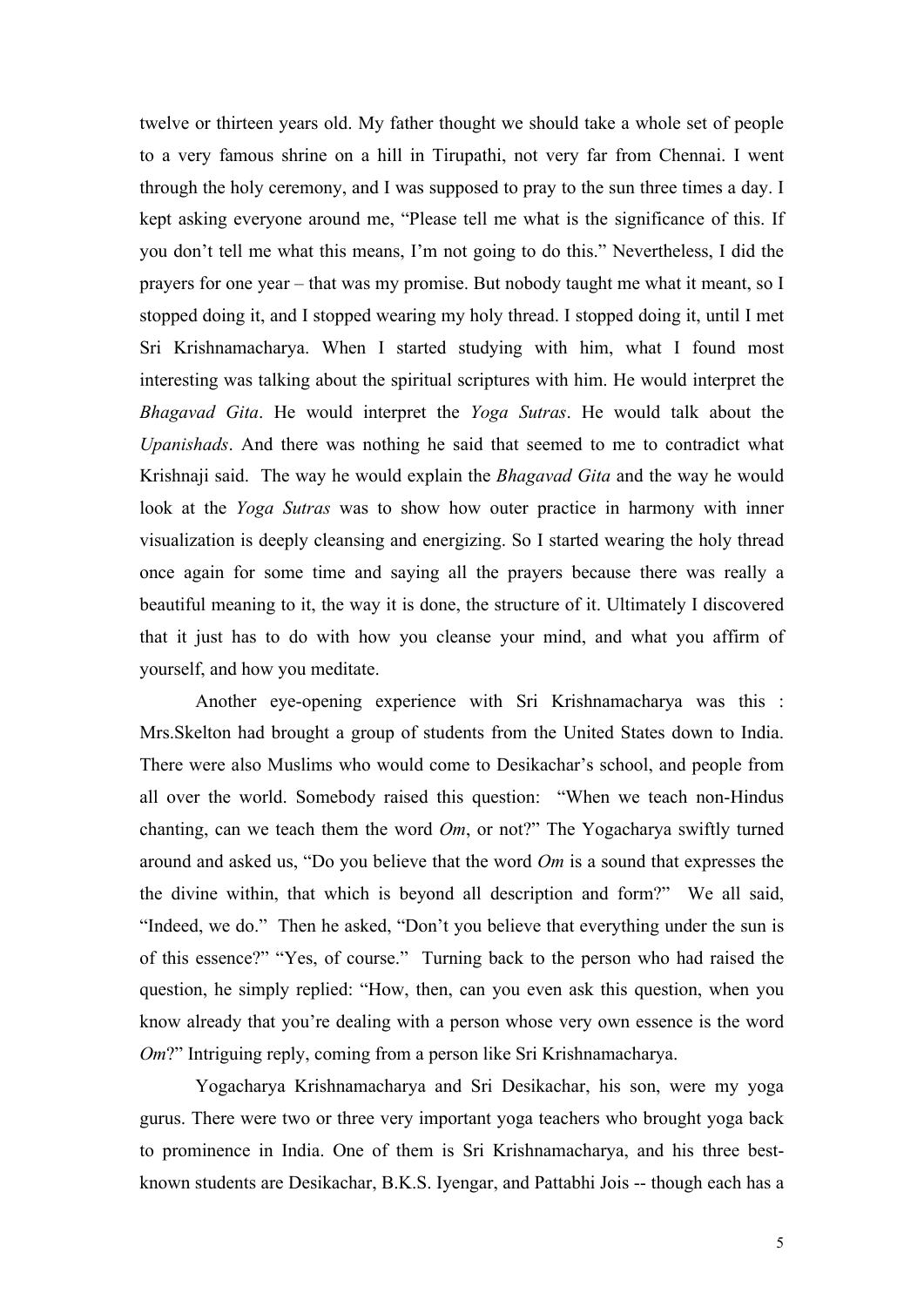twelve or thirteen years old. My father thought we should take a whole set of people to a very famous shrine on a hill in Tirupathi, not very far from Chennai. I went through the holy ceremony, and I was supposed to pray to the sun three times a day. I kept asking everyone around me, "Please tell me what is the significance of this. If you don't tell me what this means, I'm not going to do this." Nevertheless, I did the prayers for one year – that was my promise. But nobody taught me what it meant, so I stopped doing it, and I stopped wearing my holy thread. I stopped doing it, until I met Sri Krishnamacharya. When I started studying with him, what I found most interesting was talking about the spiritual scriptures with him. He would interpret the *Bhagavad Gita*. He would interpret the *Yoga Sutras*. He would talk about the *Upanishads*. And there was nothing he said that seemed to me to contradict what Krishnaji said. The way he would explain the *Bhagavad Gita* and the way he would look at the *Yoga Sutras* was to show how outer practice in harmony with inner visualization is deeply cleansing and energizing. So I started wearing the holy thread once again for some time and saying all the prayers because there was really a beautiful meaning to it, the way it is done, the structure of it. Ultimately I discovered that it just has to do with how you cleanse your mind, and what you affirm of yourself, and how you meditate.

Another eye-opening experience with Sri Krishnamacharya was this : Mrs.Skelton had brought a group of students from the United States down to India. There were also Muslims who would come to Desikachar's school, and people from all over the world. Somebody raised this question: "When we teach non-Hindus chanting, can we teach them the word *Om*, or not?" The Yogacharya swiftly turned around and asked us, "Do you believe that the word *Om* is a sound that expresses the the divine within, that which is beyond all description and form?" We all said, "Indeed, we do." Then he asked, "Don't you believe that everything under the sun is of this essence?" "Yes, of course." Turning back to the person who had raised the question, he simply replied: "How, then, can you even ask this question, when you know already that you're dealing with a person whose very own essence is the word *Om*?" Intriguing reply, coming from a person like Sri Krishnamacharya.

Yogacharya Krishnamacharya and Sri Desikachar, his son, were my yoga gurus. There were two or three very important yoga teachers who brought yoga back to prominence in India. One of them is Sri Krishnamacharya, and his three best-known students are Desikachar, B.K.S. Iyengar, and Pattabhi Jois -- though each has a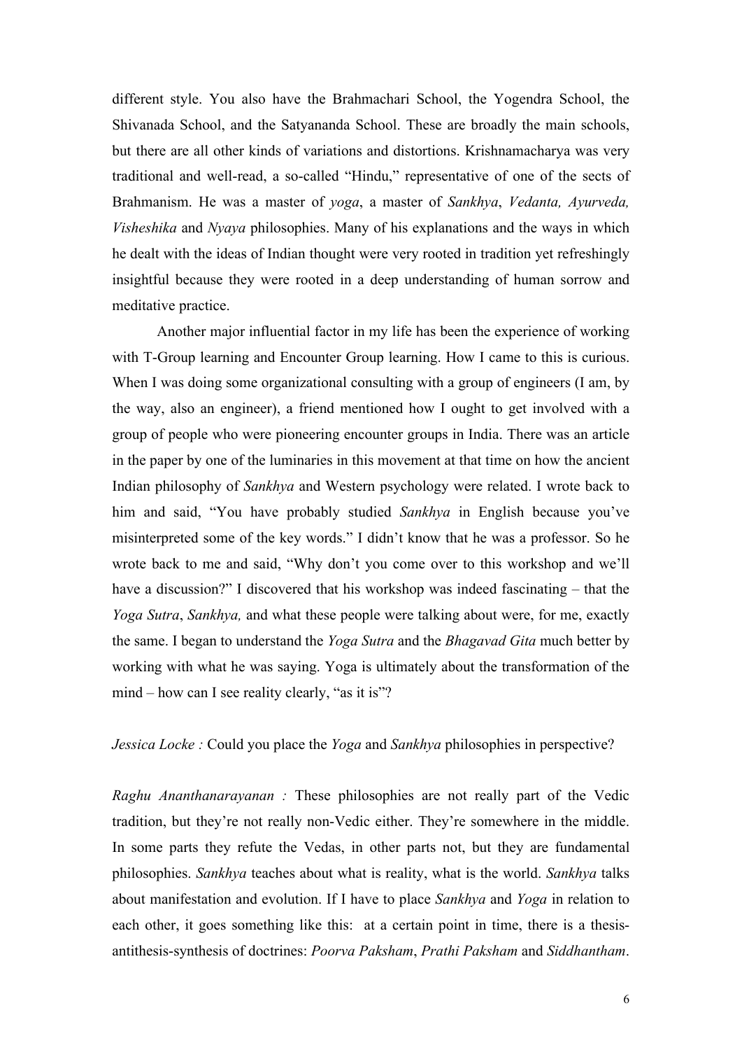different style. You also have the Brahmachari School, the Yogendra School, the Shivanada School, and the Satyananda School. These are broadly the main schools, but there are all other kinds of variations and distortions. Krishnamacharya was very traditional and well-read, a so-called "Hindu," representative of one of the sects of Brahmanism. He was a master of *yoga*, a master of *Sankhya*, *Vedanta, Ayurveda, Visheshika* and *Nyaya* philosophies. Many of his explanations and the ways in which he dealt with the ideas of Indian thought were very rooted in tradition yet refreshingly insightful because they were rooted in a deep understanding of human sorrow and meditative practice.

Another major influential factor in my life has been the experience of working with T-Group learning and Encounter Group learning. How I came to this is curious. When I was doing some organizational consulting with a group of engineers (I am, by the way, also an engineer), a friend mentioned how I ought to get involved with a group of people who were pioneering encounter groups in India. There was an article in the paper by one of the luminaries in this movement at that time on how the ancient Indian philosophy of *Sankhya* and Western psychology were related. I wrote back to him and said, "You have probably studied *Sankhya* in English because you've misinterpreted some of the key words." I didn't know that he was a professor. So he wrote back to me and said, "Why don't you come over to this workshop and we'll have a discussion?" I discovered that his workshop was indeed fascinating – that the *Yoga Sutra*, *Sankhya,* and what these people were talking about were, for me, exactly the same. I began to understand the *Yoga Sutra* and the *Bhagavad Gita* much better by working with what he was saying. Yoga is ultimately about the transformation of the mind – how can I see reality clearly, "as it is"?

*Jessica Locke :* Could you place the *Yoga* and *Sankhya* philosophies in perspective?

*Raghu Ananthanarayanan :* These philosophies are not really part of the Vedic tradition, but they're not really non-Vedic either. They're somewhere in the middle. In some parts they refute the Vedas, in other parts not, but they are fundamental philosophies. *Sankhya* teaches about what is reality, what is the world. *Sankhya* talks about manifestation and evolution. If I have to place *Sankhya* and *Yoga* in relation to each other, it goes something like this: at a certain point in time, there is a thesis-antithesis-synthesis of doctrines: *Poorva Paksham*, *Prathi Paksham* and *Siddhantham*.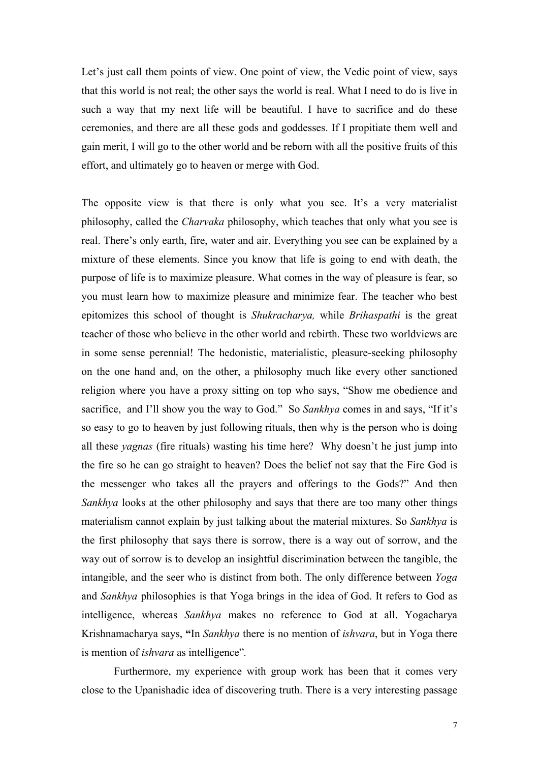Let's just call them points of view. One point of view, the Vedic point of view, says that this world is not real; the other says the world is real. What I need to do is live in such a way that my next life will be beautiful. I have to sacrifice and do these ceremonies, and there are all these gods and goddesses. If I propitiate them well and gain merit, I will go to the other world and be reborn with all the positive fruits of this effort, and ultimately go to heaven or merge with God.

The opposite view is that there is only what you see. It's a very materialist philosophy, called the *Charvaka* philosophy, which teaches that only what you see is real. There's only earth, fire, water and air. Everything you see can be explained by a mixture of these elements. Since you know that life is going to end with death, the purpose of life is to maximize pleasure. What comes in the way of pleasure is fear, so you must learn how to maximize pleasure and minimize fear. The teacher who best epitomizes this school of thought is *Shukracharya,* while *Brihaspathi* is the great teacher of those who believe in the other world and rebirth. These two worldviews are in some sense perennial! The hedonistic, materialistic, pleasure-seeking philosophy on the one hand and, on the other, a philosophy much like every other sanctioned religion where you have a proxy sitting on top who says, "Show me obedience and sacrifice, and I'll show you the way to God." So *Sankhya* comes in and says, "If it's so easy to go to heaven by just following rituals, then why is the person who is doing all these *yagnas* (fire rituals) wasting his time here? Why doesn't he just jump into the fire so he can go straight to heaven? Does the belief not say that the Fire God is the messenger who takes all the prayers and offerings to the Gods?" And then *Sankhya* looks at the other philosophy and says that there are too many other things materialism cannot explain by just talking about the material mixtures. So *Sankhya* is the first philosophy that says there is sorrow, there is a way out of sorrow, and the way out of sorrow is to develop an insightful discrimination between the tangible, the intangible, and the seer who is distinct from both. The only difference between *Yoga* and *Sankhya* philosophies is that Yoga brings in the idea of God. It refers to God as intelligence, whereas *Sankhya* makes no reference to God at all. Yogacharya Krishnamacharya says, **"**In *Sankhya* there is no mention of *ishvara*, but in Yoga there is mention of *ishvara* as intelligence".

Furthermore, my experience with group work has been that it comes very close to the Upanishadic idea of discovering truth. There is a very interesting passage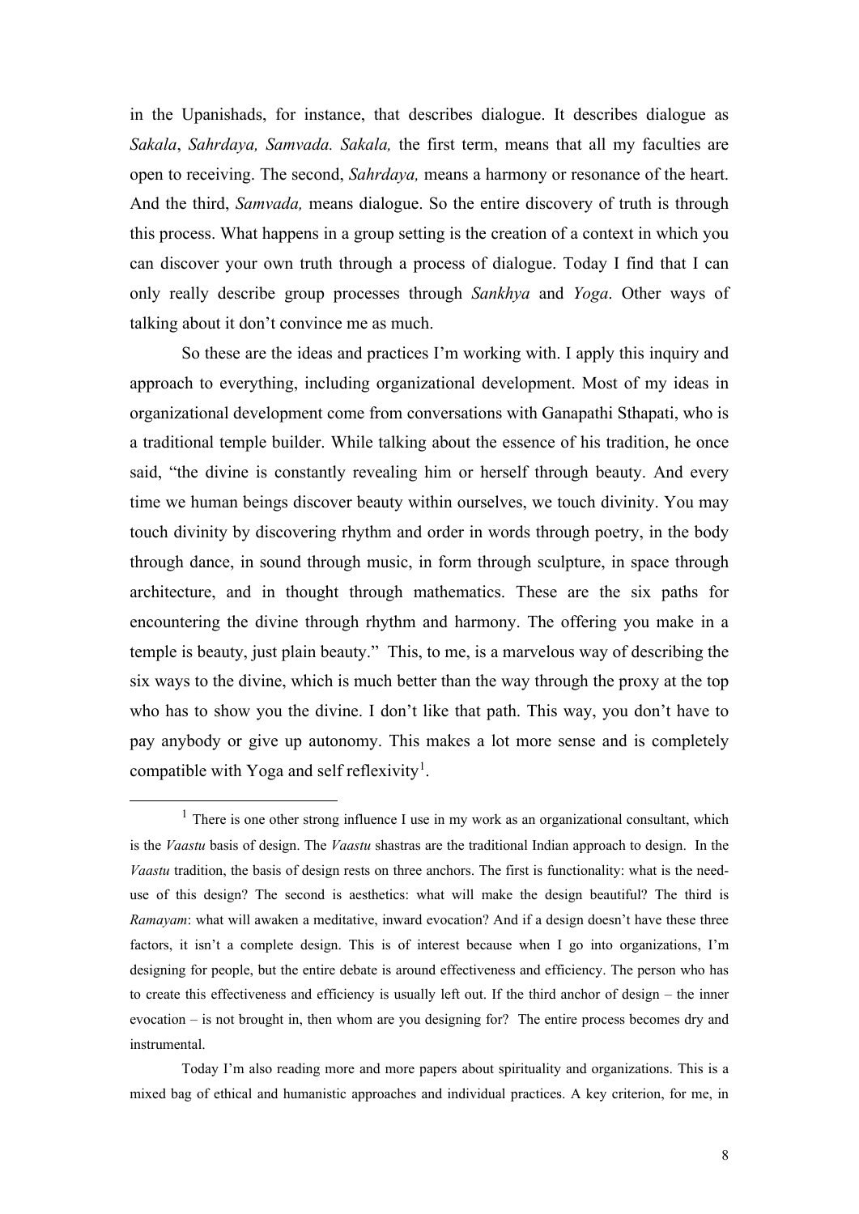in the Upanishads, for instance, that describes dialogue. It describes dialogue as *Sakala*, *Sahrdaya, Samvada. Sakala,* the first term, means that all my faculties are open to receiving. The second, *Sahrdaya,* means a harmony or resonance of the heart. And the third, *Samvada,* means dialogue. So the entire discovery of truth is through this process. What happens in a group setting is the creation of a context in which you can discover your own truth through a process of dialogue. Today I find that I can only really describe group processes through *Sankhya* and *Yoga*. Other ways of talking about it don't convince me as much.

So these are the ideas and practices I'm working with. I apply this inquiry and approach to everything, including organizational development. Most of my ideas in organizational development come from conversations with Ganapathi Sthapati, who is a traditional temple builder. While talking about the essence of his tradition, he once said, "the divine is constantly revealing him or herself through beauty. And every time we human beings discover beauty within ourselves, we touch divinity. You may touch divinity by discovering rhythm and order in words through poetry, in the body through dance, in sound through music, in form through sculpture, in space through architecture, and in thought through mathematics. These are the six paths for encountering the divine through rhythm and harmony. The offering you make in a temple is beauty, just plain beauty." This, to me, is a marvelous way of describing the six ways to the divine, which is much better than the way through the proxy at the top who has to show you the divine. I don't like that path. This way, you don't have to pay anybody or give up autonomy. This makes a lot more sense and is completely compatible with Yoga and self reflexivity[1].

---

[1] There is one other strong influence I use in my work as an organizational consultant, which is the *Vaastu* basis of design. The *Vaastu* shastras are the traditional Indian approach to design. In the *Vaastu* tradition, the basis of design rests on three anchors. The first is functionality: what is the need-use of this design? The second is aesthetics: what will make the design beautiful? The third is *Ramayam*: what will awaken a meditative, inward evocation? And if a design doesn't have these three factors, it isn't a complete design. This is of interest because when I go into organizations, I'm designing for people, but the entire debate is around effectiveness and efficiency. The person who has to create this effectiveness and efficiency is usually left out. If the third anchor of design – the inner evocation – is not brought in, then whom are you designing for? The entire process becomes dry and instrumental.

Today I'm also reading more and more papers about spirituality and organizations. This is a mixed bag of ethical and humanistic approaches and individual practices. A key criterion, for me, in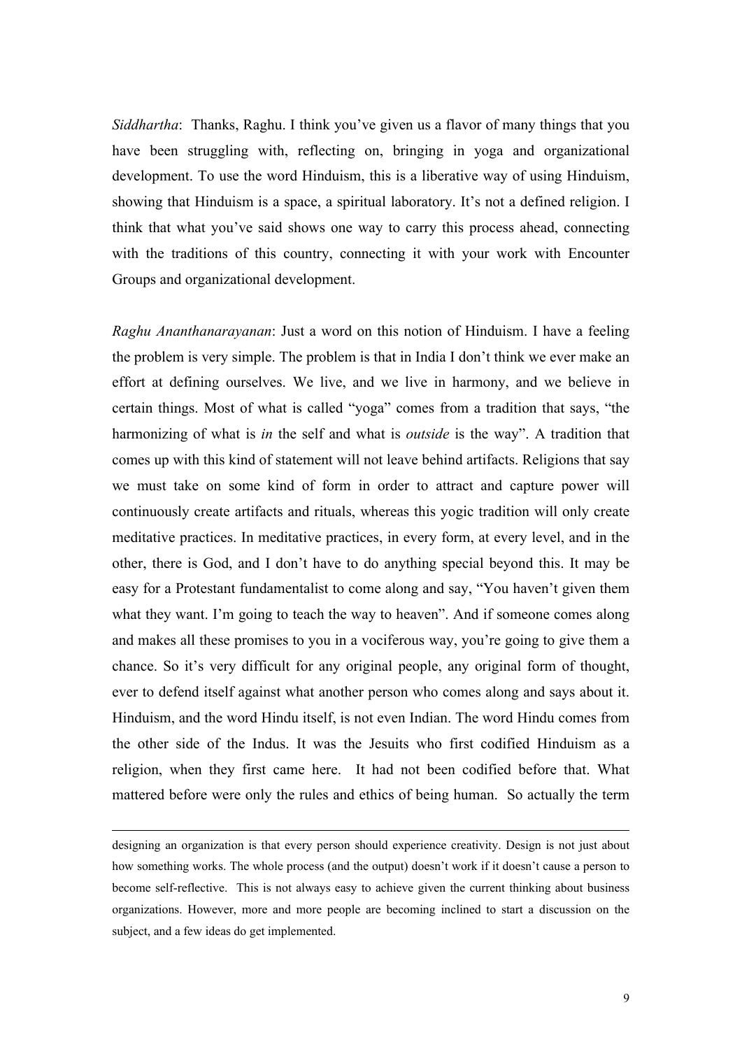*Siddhartha*: Thanks, Raghu. I think you've given us a flavor of many things that you have been struggling with, reflecting on, bringing in yoga and organizational development. To use the word Hinduism, this is a liberative way of using Hinduism, showing that Hinduism is a space, a spiritual laboratory. It's not a defined religion. I think that what you've said shows one way to carry this process ahead, connecting with the traditions of this country, connecting it with your work with Encounter Groups and organizational development.

*Raghu Ananthanarayanan*: Just a word on this notion of Hinduism. I have a feeling the problem is very simple. The problem is that in India I don't think we ever make an effort at defining ourselves. We live, and we live in harmony, and we believe in certain things. Most of what is called "yoga" comes from a tradition that says, "the harmonizing of what is *in* the self and what is *outside* is the way". A tradition that comes up with this kind of statement will not leave behind artifacts. Religions that say we must take on some kind of form in order to attract and capture power will continuously create artifacts and rituals, whereas this yogic tradition will only create meditative practices. In meditative practices, in every form, at every level, and in the other, there is God, and I don't have to do anything special beyond this. It may be easy for a Protestant fundamentalist to come along and say, "You haven't given them what they want. I'm going to teach the way to heaven". And if someone comes along and makes all these promises to you in a vociferous way, you're going to give them a chance. So it's very difficult for any original people, any original form of thought, ever to defend itself against what another person who comes along and says about it. Hinduism, and the word Hindu itself, is not even Indian. The word Hindu comes from the other side of the Indus. It was the Jesuits who first codified Hinduism as a religion, when they first came here. It had not been codified before that. What mattered before were only the rules and ethics of being human. So actually the term

---

designing an organization is that every person should experience creativity. Design is not just about how something works. The whole process (and the output) doesn't work if it doesn't cause a person to become self-reflective. This is not always easy to achieve given the current thinking about business organizations. However, more and more people are becoming inclined to start a discussion on the subject, and a few ideas do get implemented.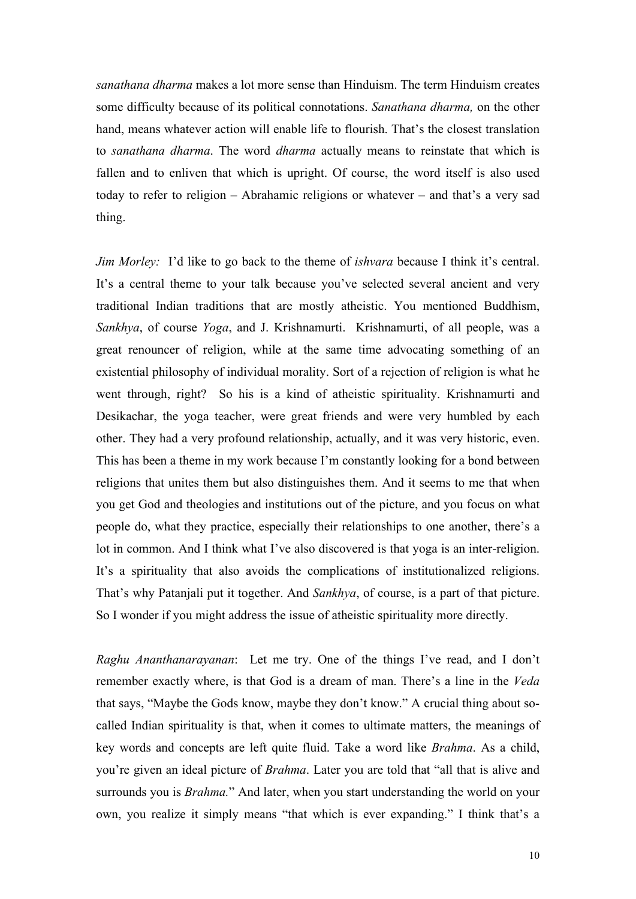*sanathana dharma* makes a lot more sense than Hinduism. The term Hinduism creates some difficulty because of its political connotations. *Sanathana dharma,* on the other hand, means whatever action will enable life to flourish. That's the closest translation to *sanathana dharma*. The word *dharma* actually means to reinstate that which is fallen and to enliven that which is upright. Of course, the word itself is also used today to refer to religion – Abrahamic religions or whatever – and that's a very sad thing.

*Jim Morley:* I'd like to go back to the theme of *ishvara* because I think it's central. It's a central theme to your talk because you've selected several ancient and very traditional Indian traditions that are mostly atheistic. You mentioned Buddhism, *Sankhya*, of course *Yoga*, and J. Krishnamurti. Krishnamurti, of all people, was a great renouncer of religion, while at the same time advocating something of an existential philosophy of individual morality. Sort of a rejection of religion is what he went through, right? So his is a kind of atheistic spirituality. Krishnamurti and Desikachar, the yoga teacher, were great friends and were very humbled by each other. They had a very profound relationship, actually, and it was very historic, even. This has been a theme in my work because I'm constantly looking for a bond between religions that unites them but also distinguishes them. And it seems to me that when you get God and theologies and institutions out of the picture, and you focus on what people do, what they practice, especially their relationships to one another, there's a lot in common. And I think what I've also discovered is that yoga is an inter-religion. It's a spirituality that also avoids the complications of institutionalized religions. That's why Patanjali put it together. And *Sankhya*, of course, is a part of that picture. So I wonder if you might address the issue of atheistic spirituality more directly.

*Raghu Ananthanarayanan*: Let me try. One of the things I've read, and I don't remember exactly where, is that God is a dream of man. There's a line in the *Veda* that says, "Maybe the Gods know, maybe they don't know." A crucial thing about so-called Indian spirituality is that, when it comes to ultimate matters, the meanings of key words and concepts are left quite fluid. Take a word like *Brahma*. As a child, you're given an ideal picture of *Brahma*. Later you are told that "all that is alive and surrounds you is *Brahma.*" And later, when you start understanding the world on your own, you realize it simply means "that which is ever expanding." I think that's a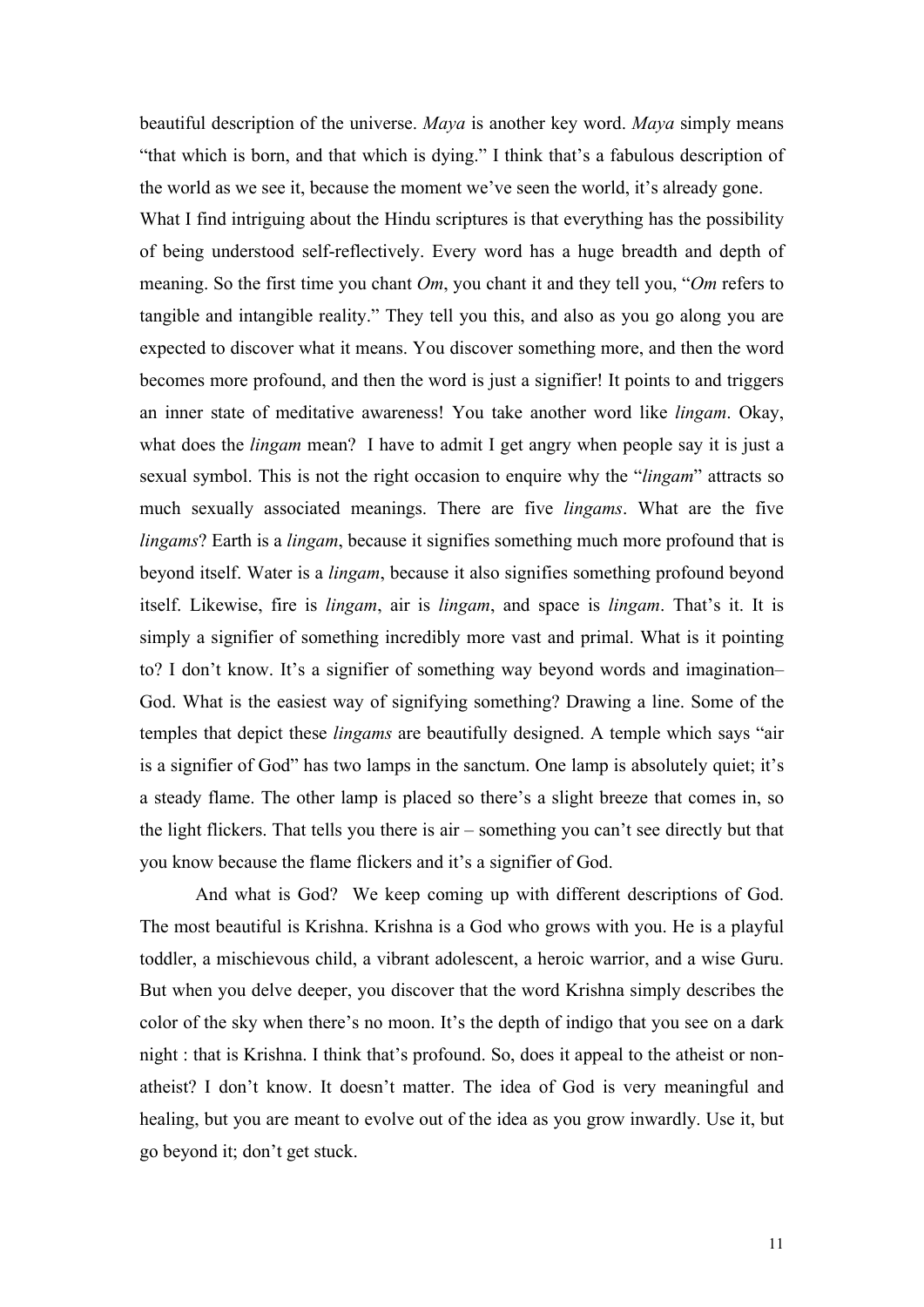beautiful description of the universe. *Maya* is another key word. *Maya* simply means "that which is born, and that which is dying." I think that's a fabulous description of the world as we see it, because the moment we've seen the world, it's already gone.

What I find intriguing about the Hindu scriptures is that everything has the possibility of being understood self-reflectively. Every word has a huge breadth and depth of meaning. So the first time you chant *Om*, you chant it and they tell you, "*Om* refers to tangible and intangible reality." They tell you this, and also as you go along you are expected to discover what it means. You discover something more, and then the word becomes more profound, and then the word is just a signifier! It points to and triggers an inner state of meditative awareness! You take another word like *lingam*. Okay, what does the *lingam* mean? I have to admit I get angry when people say it is just a sexual symbol. This is not the right occasion to enquire why the "*lingam*" attracts so much sexually associated meanings. There are five *lingams*. What are the five *lingams*? Earth is a *lingam*, because it signifies something much more profound that is beyond itself. Water is a *lingam*, because it also signifies something profound beyond itself. Likewise, fire is *lingam*, air is *lingam*, and space is *lingam*. That's it. It is simply a signifier of something incredibly more vast and primal. What is it pointing to? I don't know. It's a signifier of something way beyond words and imagination– God. What is the easiest way of signifying something? Drawing a line. Some of the temples that depict these *lingams* are beautifully designed. A temple which says "air is a signifier of God" has two lamps in the sanctum. One lamp is absolutely quiet; it's a steady flame. The other lamp is placed so there's a slight breeze that comes in, so the light flickers. That tells you there is air – something you can't see directly but that you know because the flame flickers and it's a signifier of God.

And what is God? We keep coming up with different descriptions of God. The most beautiful is Krishna. Krishna is a God who grows with you. He is a playful toddler, a mischievous child, a vibrant adolescent, a heroic warrior, and a wise Guru. But when you delve deeper, you discover that the word Krishna simply describes the color of the sky when there's no moon. It's the depth of indigo that you see on a dark night : that is Krishna. I think that's profound. So, does it appeal to the atheist or non-atheist? I don't know. It doesn't matter. The idea of God is very meaningful and healing, but you are meant to evolve out of the idea as you grow inwardly. Use it, but go beyond it; don't get stuck.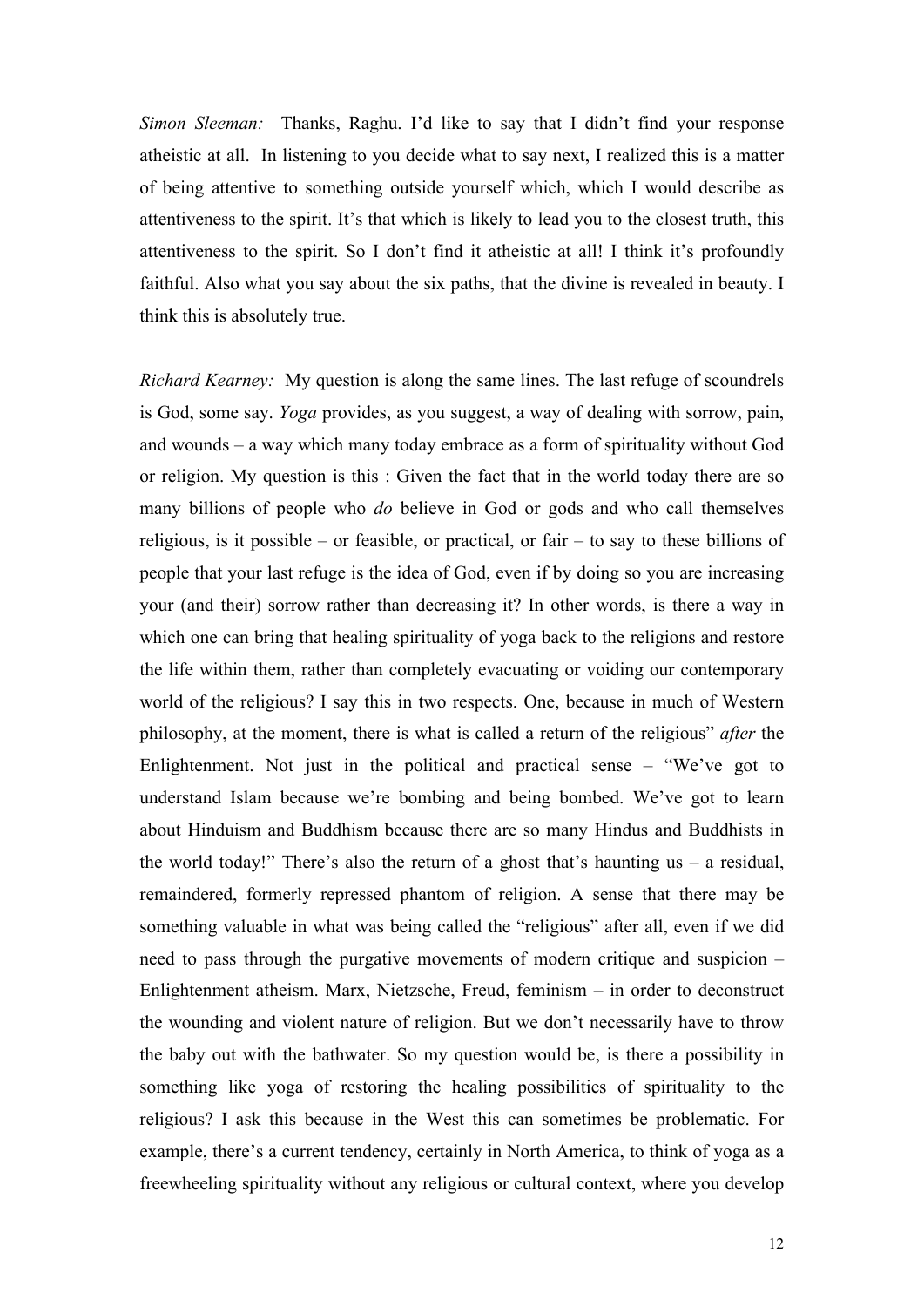*Simon Sleeman:* Thanks, Raghu. I'd like to say that I didn't find your response atheistic at all. In listening to you decide what to say next, I realized this is a matter of being attentive to something outside yourself which, which I would describe as attentiveness to the spirit. It's that which is likely to lead you to the closest truth, this attentiveness to the spirit. So I don't find it atheistic at all! I think it's profoundly faithful. Also what you say about the six paths, that the divine is revealed in beauty. I think this is absolutely true.

*Richard Kearney:* My question is along the same lines. The last refuge of scoundrels is God, some say. *Yoga* provides, as you suggest, a way of dealing with sorrow, pain, and wounds – a way which many today embrace as a form of spirituality without God or religion. My question is this : Given the fact that in the world today there are so many billions of people who *do* believe in God or gods and who call themselves religious, is it possible – or feasible, or practical, or fair – to say to these billions of people that your last refuge is the idea of God, even if by doing so you are increasing your (and their) sorrow rather than decreasing it? In other words, is there a way in which one can bring that healing spirituality of yoga back to the religions and restore the life within them, rather than completely evacuating or voiding our contemporary world of the religious? I say this in two respects. One, because in much of Western philosophy, at the moment, there is what is called a return of the religious" *after* the Enlightenment. Not just in the political and practical sense – "We've got to understand Islam because we're bombing and being bombed. We've got to learn about Hinduism and Buddhism because there are so many Hindus and Buddhists in the world today!" There's also the return of a ghost that's haunting us – a residual, remaindered, formerly repressed phantom of religion. A sense that there may be something valuable in what was being called the "religious" after all, even if we did need to pass through the purgative movements of modern critique and suspicion – Enlightenment atheism. Marx, Nietzsche, Freud, feminism – in order to deconstruct the wounding and violent nature of religion. But we don't necessarily have to throw the baby out with the bathwater. So my question would be, is there a possibility in something like yoga of restoring the healing possibilities of spirituality to the religious? I ask this because in the West this can sometimes be problematic. For example, there's a current tendency, certainly in North America, to think of yoga as a freewheeling spirituality without any religious or cultural context, where you develop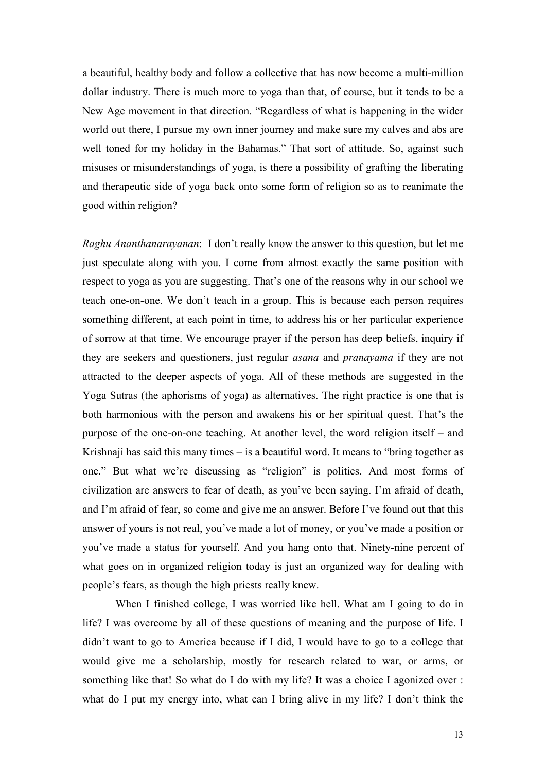a beautiful, healthy body and follow a collective that has now become a multi-million dollar industry. There is much more to yoga than that, of course, but it tends to be a New Age movement in that direction. "Regardless of what is happening in the wider world out there, I pursue my own inner journey and make sure my calves and abs are well toned for my holiday in the Bahamas." That sort of attitude. So, against such misuses or misunderstandings of yoga, is there a possibility of grafting the liberating and therapeutic side of yoga back onto some form of religion so as to reanimate the good within religion?

*Raghu Ananthanarayanan*: I don't really know the answer to this question, but let me just speculate along with you. I come from almost exactly the same position with respect to yoga as you are suggesting. That's one of the reasons why in our school we teach one-on-one. We don't teach in a group. This is because each person requires something different, at each point in time, to address his or her particular experience of sorrow at that time. We encourage prayer if the person has deep beliefs, inquiry if they are seekers and questioners, just regular *asana* and *pranayama* if they are not attracted to the deeper aspects of yoga. All of these methods are suggested in the Yoga Sutras (the aphorisms of yoga) as alternatives. The right practice is one that is both harmonious with the person and awakens his or her spiritual quest. That's the purpose of the one-on-one teaching. At another level, the word religion itself – and Krishnaji has said this many times – is a beautiful word. It means to "bring together as one." But what we're discussing as "religion" is politics. And most forms of civilization are answers to fear of death, as you've been saying. I'm afraid of death, and I'm afraid of fear, so come and give me an answer. Before I've found out that this answer of yours is not real, you've made a lot of money, or you've made a position or you've made a status for yourself. And you hang onto that. Ninety-nine percent of what goes on in organized religion today is just an organized way for dealing with people's fears, as though the high priests really knew.

When I finished college, I was worried like hell. What am I going to do in life? I was overcome by all of these questions of meaning and the purpose of life. I didn't want to go to America because if I did, I would have to go to a college that would give me a scholarship, mostly for research related to war, or arms, or something like that! So what do I do with my life? It was a choice I agonized over : what do I put my energy into, what can I bring alive in my life? I don't think the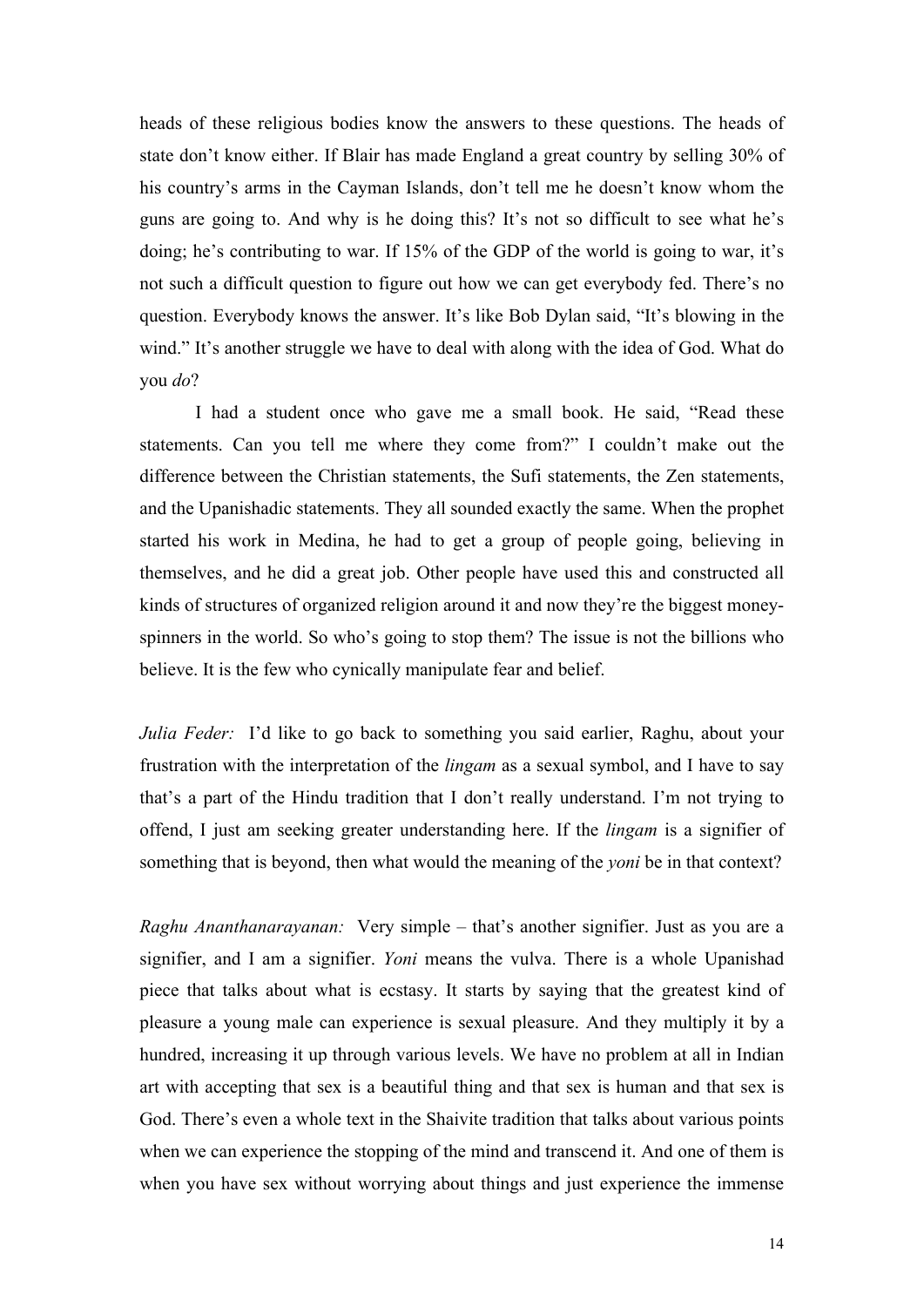heads of these religious bodies know the answers to these questions. The heads of state don't know either. If Blair has made England a great country by selling 30% of his country's arms in the Cayman Islands, don't tell me he doesn't know whom the guns are going to. And why is he doing this? It's not so difficult to see what he's doing; he's contributing to war. If 15% of the GDP of the world is going to war, it's not such a difficult question to figure out how we can get everybody fed. There's no question. Everybody knows the answer. It's like Bob Dylan said, "It's blowing in the wind." It's another struggle we have to deal with along with the idea of God. What do you *do*?

I had a student once who gave me a small book. He said, "Read these statements. Can you tell me where they come from?" I couldn't make out the difference between the Christian statements, the Sufi statements, the Zen statements, and the Upanishadic statements. They all sounded exactly the same. When the prophet started his work in Medina, he had to get a group of people going, believing in themselves, and he did a great job. Other people have used this and constructed all kinds of structures of organized religion around it and now they're the biggest money-spinners in the world. So who's going to stop them? The issue is not the billions who believe. It is the few who cynically manipulate fear and belief.

*Julia Feder:* I'd like to go back to something you said earlier, Raghu, about your frustration with the interpretation of the *lingam* as a sexual symbol, and I have to say that's a part of the Hindu tradition that I don't really understand. I'm not trying to offend, I just am seeking greater understanding here. If the *lingam* is a signifier of something that is beyond, then what would the meaning of the *yoni* be in that context?

*Raghu Ananthanarayanan:* Very simple – that's another signifier. Just as you are a signifier, and I am a signifier. *Yoni* means the vulva. There is a whole Upanishad piece that talks about what is ecstasy. It starts by saying that the greatest kind of pleasure a young male can experience is sexual pleasure. And they multiply it by a hundred, increasing it up through various levels. We have no problem at all in Indian art with accepting that sex is a beautiful thing and that sex is human and that sex is God. There's even a whole text in the Shaivite tradition that talks about various points when we can experience the stopping of the mind and transcend it. And one of them is when you have sex without worrying about things and just experience the immense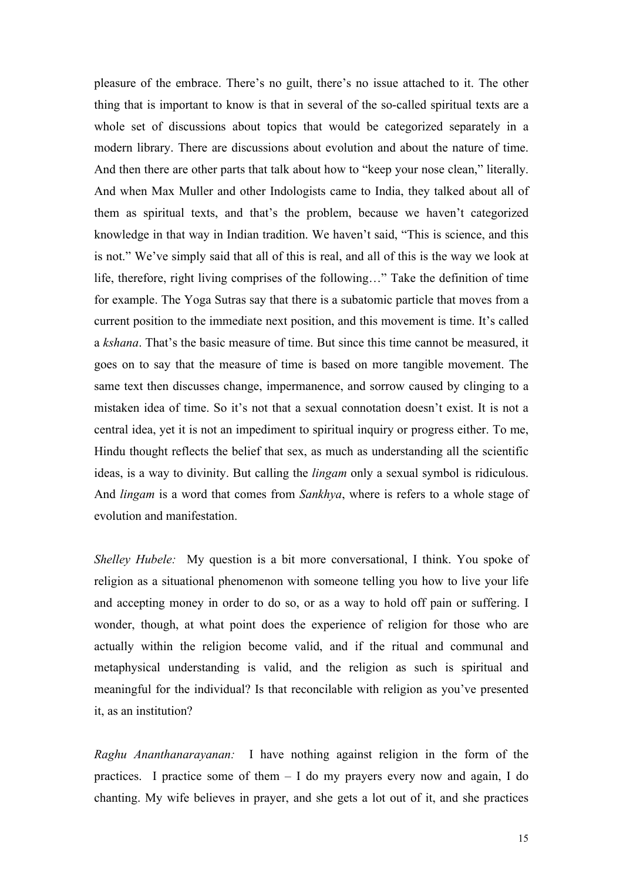pleasure of the embrace. There's no guilt, there's no issue attached to it. The other thing that is important to know is that in several of the so-called spiritual texts are a whole set of discussions about topics that would be categorized separately in a modern library. There are discussions about evolution and about the nature of time. And then there are other parts that talk about how to "keep your nose clean," literally. And when Max Muller and other Indologists came to India, they talked about all of them as spiritual texts, and that's the problem, because we haven't categorized knowledge in that way in Indian tradition. We haven't said, "This is science, and this is not." We've simply said that all of this is real, and all of this is the way we look at life, therefore, right living comprises of the following…" Take the definition of time for example. The Yoga Sutras say that there is a subatomic particle that moves from a current position to the immediate next position, and this movement is time. It's called a *kshana*. That's the basic measure of time. But since this time cannot be measured, it goes on to say that the measure of time is based on more tangible movement. The same text then discusses change, impermanence, and sorrow caused by clinging to a mistaken idea of time. So it's not that a sexual connotation doesn't exist. It is not a central idea, yet it is not an impediment to spiritual inquiry or progress either. To me, Hindu thought reflects the belief that sex, as much as understanding all the scientific ideas, is a way to divinity. But calling the *lingam* only a sexual symbol is ridiculous. And *lingam* is a word that comes from *Sankhya*, where is refers to a whole stage of evolution and manifestation.

*Shelley Hubele:* My question is a bit more conversational, I think. You spoke of religion as a situational phenomenon with someone telling you how to live your life and accepting money in order to do so, or as a way to hold off pain or suffering. I wonder, though, at what point does the experience of religion for those who are actually within the religion become valid, and if the ritual and communal and metaphysical understanding is valid, and the religion as such is spiritual and meaningful for the individual? Is that reconcilable with religion as you've presented it, as an institution?

*Raghu Ananthanarayanan:* I have nothing against religion in the form of the practices. I practice some of them – I do my prayers every now and again, I do chanting. My wife believes in prayer, and she gets a lot out of it, and she practices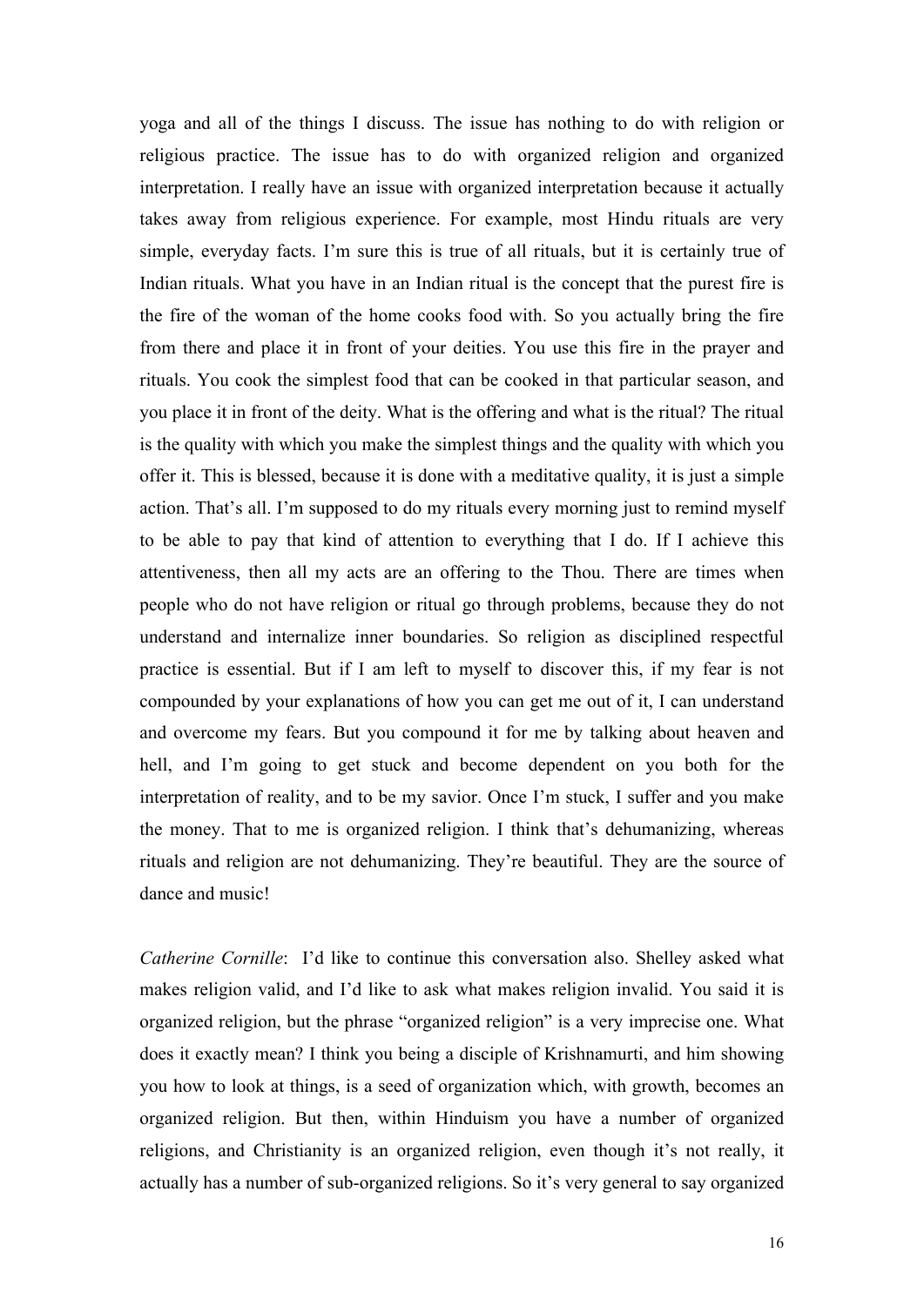yoga and all of the things I discuss. The issue has nothing to do with religion or religious practice. The issue has to do with organized religion and organized interpretation. I really have an issue with organized interpretation because it actually takes away from religious experience. For example, most Hindu rituals are very simple, everyday facts. I'm sure this is true of all rituals, but it is certainly true of Indian rituals. What you have in an Indian ritual is the concept that the purest fire is the fire of the woman of the home cooks food with. So you actually bring the fire from there and place it in front of your deities. You use this fire in the prayer and rituals. You cook the simplest food that can be cooked in that particular season, and you place it in front of the deity. What is the offering and what is the ritual? The ritual is the quality with which you make the simplest things and the quality with which you offer it. This is blessed, because it is done with a meditative quality, it is just a simple action. That's all. I'm supposed to do my rituals every morning just to remind myself to be able to pay that kind of attention to everything that I do. If I achieve this attentiveness, then all my acts are an offering to the Thou. There are times when people who do not have religion or ritual go through problems, because they do not understand and internalize inner boundaries. So religion as disciplined respectful practice is essential. But if I am left to myself to discover this, if my fear is not compounded by your explanations of how you can get me out of it, I can understand and overcome my fears. But you compound it for me by talking about heaven and hell, and I'm going to get stuck and become dependent on you both for the interpretation of reality, and to be my savior. Once I'm stuck, I suffer and you make the money. That to me is organized religion. I think that's dehumanizing, whereas rituals and religion are not dehumanizing. They're beautiful. They are the source of dance and music!

*Catherine Cornille*: I'd like to continue this conversation also. Shelley asked what makes religion valid, and I'd like to ask what makes religion invalid. You said it is organized religion, but the phrase "organized religion" is a very imprecise one. What does it exactly mean? I think you being a disciple of Krishnamurti, and him showing you how to look at things, is a seed of organization which, with growth, becomes an organized religion. But then, within Hinduism you have a number of organized religions, and Christianity is an organized religion, even though it's not really, it actually has a number of sub-organized religions. So it's very general to say organized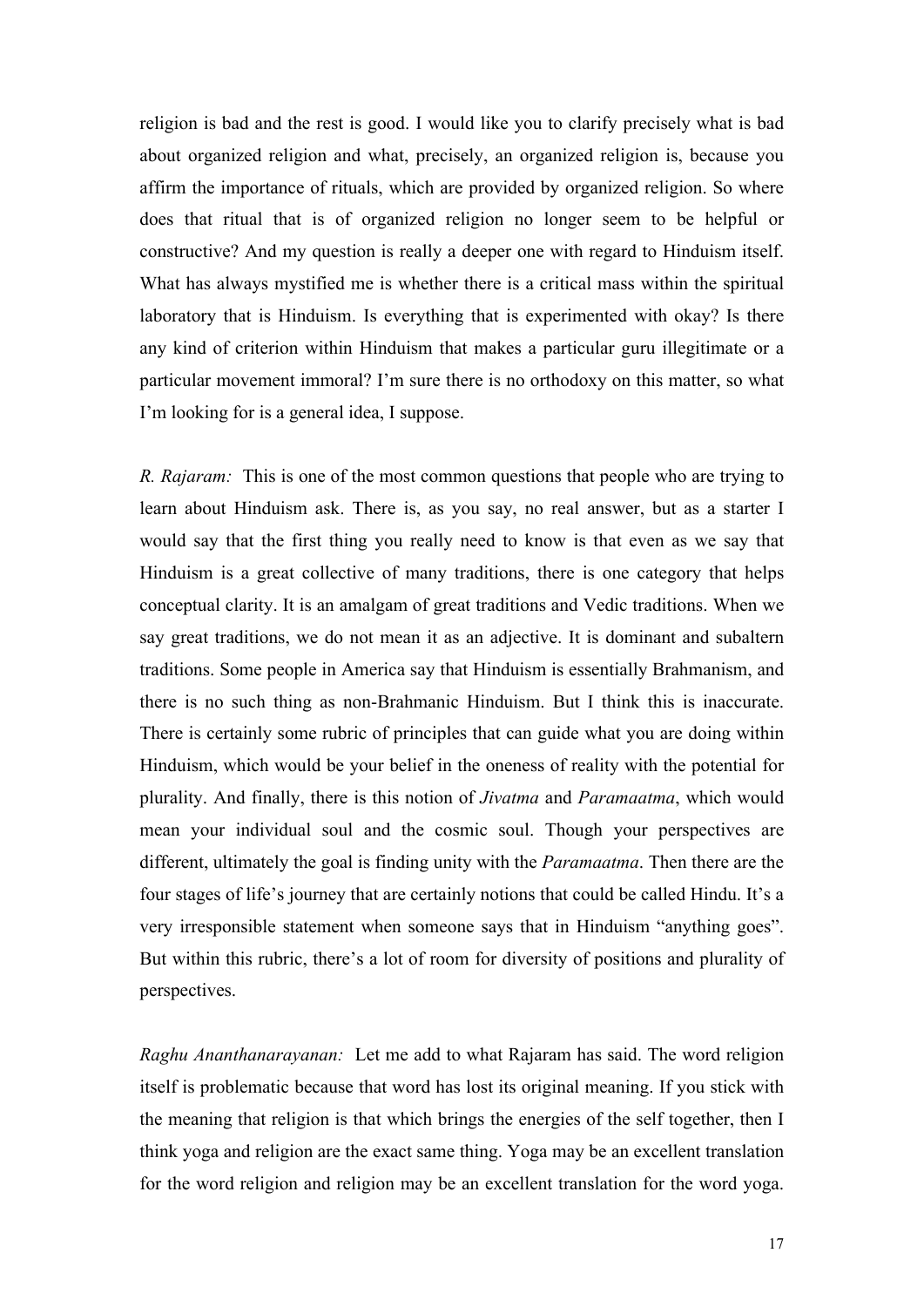religion is bad and the rest is good. I would like you to clarify precisely what is bad about organized religion and what, precisely, an organized religion is, because you affirm the importance of rituals, which are provided by organized religion. So where does that ritual that is of organized religion no longer seem to be helpful or constructive? And my question is really a deeper one with regard to Hinduism itself. What has always mystified me is whether there is a critical mass within the spiritual laboratory that is Hinduism. Is everything that is experimented with okay? Is there any kind of criterion within Hinduism that makes a particular guru illegitimate or a particular movement immoral? I'm sure there is no orthodoxy on this matter, so what I'm looking for is a general idea, I suppose.

*R. Rajaram:* This is one of the most common questions that people who are trying to learn about Hinduism ask. There is, as you say, no real answer, but as a starter I would say that the first thing you really need to know is that even as we say that Hinduism is a great collective of many traditions, there is one category that helps conceptual clarity. It is an amalgam of great traditions and Vedic traditions. When we say great traditions, we do not mean it as an adjective. It is dominant and subaltern traditions. Some people in America say that Hinduism is essentially Brahmanism, and there is no such thing as non-Brahmanic Hinduism. But I think this is inaccurate. There is certainly some rubric of principles that can guide what you are doing within Hinduism, which would be your belief in the oneness of reality with the potential for plurality. And finally, there is this notion of *Jivatma* and *Paramaatma*, which would mean your individual soul and the cosmic soul. Though your perspectives are different, ultimately the goal is finding unity with the *Paramaatma*. Then there are the four stages of life's journey that are certainly notions that could be called Hindu. It's a very irresponsible statement when someone says that in Hinduism "anything goes". But within this rubric, there's a lot of room for diversity of positions and plurality of perspectives.

*Raghu Ananthanarayanan:* Let me add to what Rajaram has said. The word religion itself is problematic because that word has lost its original meaning. If you stick with the meaning that religion is that which brings the energies of the self together, then I think yoga and religion are the exact same thing. Yoga may be an excellent translation for the word religion and religion may be an excellent translation for the word yoga.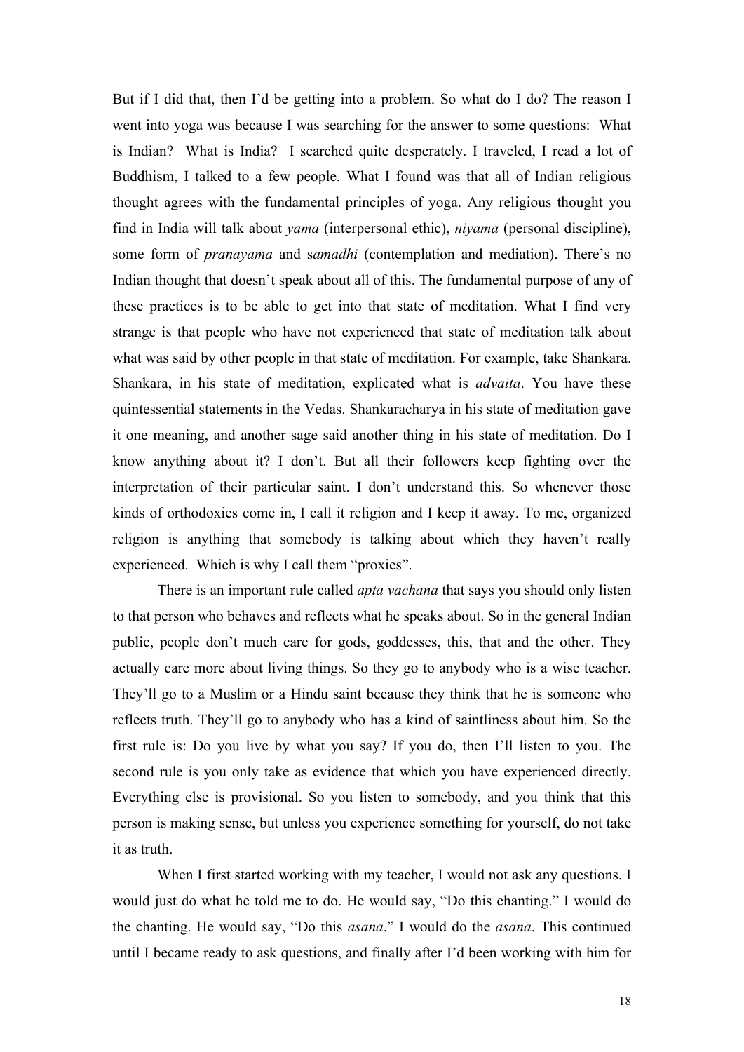But if I did that, then I'd be getting into a problem. So what do I do? The reason I went into yoga was because I was searching for the answer to some questions: What is Indian? What is India? I searched quite desperately. I traveled, I read a lot of Buddhism, I talked to a few people. What I found was that all of Indian religious thought agrees with the fundamental principles of yoga. Any religious thought you find in India will talk about *yama* (interpersonal ethic), *niyama* (personal discipline), some form of *pranayama* and s*amadhi* (contemplation and mediation). There's no Indian thought that doesn't speak about all of this. The fundamental purpose of any of these practices is to be able to get into that state of meditation. What I find very strange is that people who have not experienced that state of meditation talk about what was said by other people in that state of meditation. For example, take Shankara. Shankara, in his state of meditation, explicated what is *advaita*. You have these quintessential statements in the Vedas. Shankaracharya in his state of meditation gave it one meaning, and another sage said another thing in his state of meditation. Do I know anything about it? I don't. But all their followers keep fighting over the interpretation of their particular saint. I don't understand this. So whenever those kinds of orthodoxies come in, I call it religion and I keep it away. To me, organized religion is anything that somebody is talking about which they haven't really experienced. Which is why I call them "proxies".

There is an important rule called *apta vachana* that says you should only listen to that person who behaves and reflects what he speaks about. So in the general Indian public, people don't much care for gods, goddesses, this, that and the other. They actually care more about living things. So they go to anybody who is a wise teacher. They'll go to a Muslim or a Hindu saint because they think that he is someone who reflects truth. They'll go to anybody who has a kind of saintliness about him. So the first rule is: Do you live by what you say? If you do, then I'll listen to you. The second rule is you only take as evidence that which you have experienced directly. Everything else is provisional. So you listen to somebody, and you think that this person is making sense, but unless you experience something for yourself, do not take it as truth.

When I first started working with my teacher, I would not ask any questions. I would just do what he told me to do. He would say, "Do this chanting." I would do the chanting. He would say, "Do this *asana*." I would do the *asana*. This continued until I became ready to ask questions, and finally after I'd been working with him for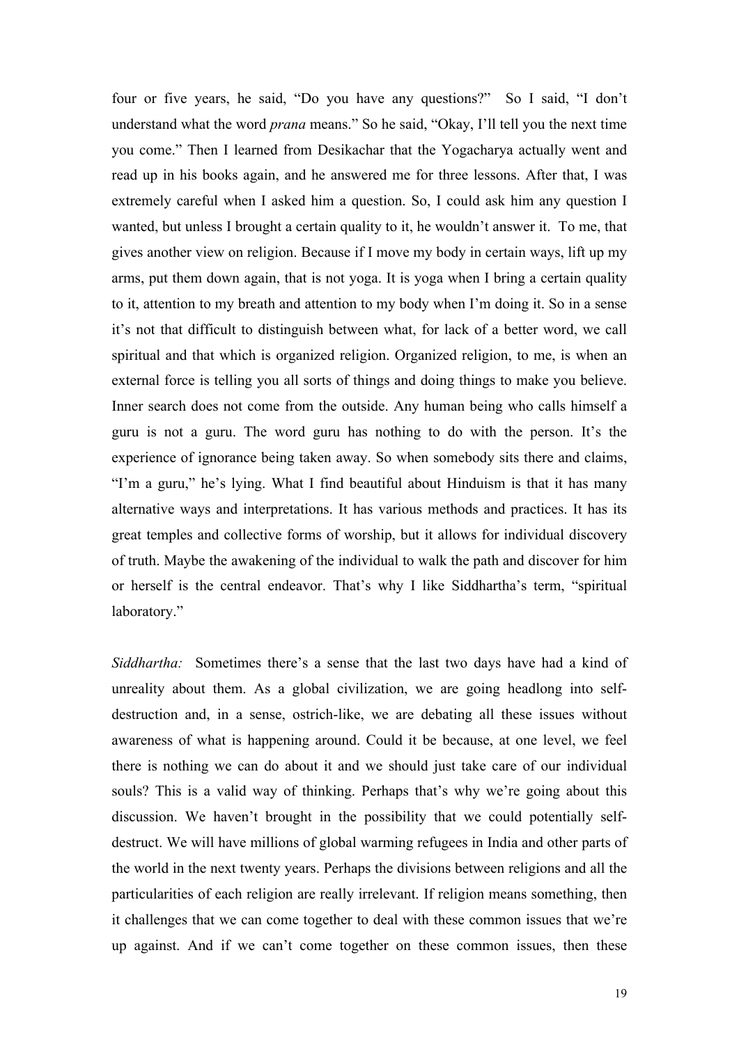four or five years, he said, “Do you have any questions?” So I said, “I don’t understand what the word *prana* means.” So he said, “Okay, I’ll tell you the next time you come.” Then I learned from Desikachar that the Yogacharya actually went and read up in his books again, and he answered me for three lessons. After that, I was extremely careful when I asked him a question. So, I could ask him any question I wanted, but unless I brought a certain quality to it, he wouldn’t answer it. To me, that gives another view on religion. Because if I move my body in certain ways, lift up my arms, put them down again, that is not yoga. It is yoga when I bring a certain quality to it, attention to my breath and attention to my body when I’m doing it. So in a sense it’s not that difficult to distinguish between what, for lack of a better word, we call spiritual and that which is organized religion. Organized religion, to me, is when an external force is telling you all sorts of things and doing things to make you believe. Inner search does not come from the outside. Any human being who calls himself a guru is not a guru. The word guru has nothing to do with the person. It’s the experience of ignorance being taken away. So when somebody sits there and claims, “I’m a guru,” he’s lying. What I find beautiful about Hinduism is that it has many alternative ways and interpretations. It has various methods and practices. It has its great temples and collective forms of worship, but it allows for individual discovery of truth. Maybe the awakening of the individual to walk the path and discover for him or herself is the central endeavor. That’s why I like Siddhartha’s term, “spiritual laboratory.”

*Siddhartha:* Sometimes there’s a sense that the last two days have had a kind of unreality about them. As a global civilization, we are going headlong into self-destruction and, in a sense, ostrich-like, we are debating all these issues without awareness of what is happening around. Could it be because, at one level, we feel there is nothing we can do about it and we should just take care of our individual souls? This is a valid way of thinking. Perhaps that’s why we’re going about this discussion. We haven’t brought in the possibility that we could potentially self-destruct. We will have millions of global warming refugees in India and other parts of the world in the next twenty years. Perhaps the divisions between religions and all the particularities of each religion are really irrelevant. If religion means something, then it challenges that we can come together to deal with these common issues that we’re up against. And if we can’t come together on these common issues, then these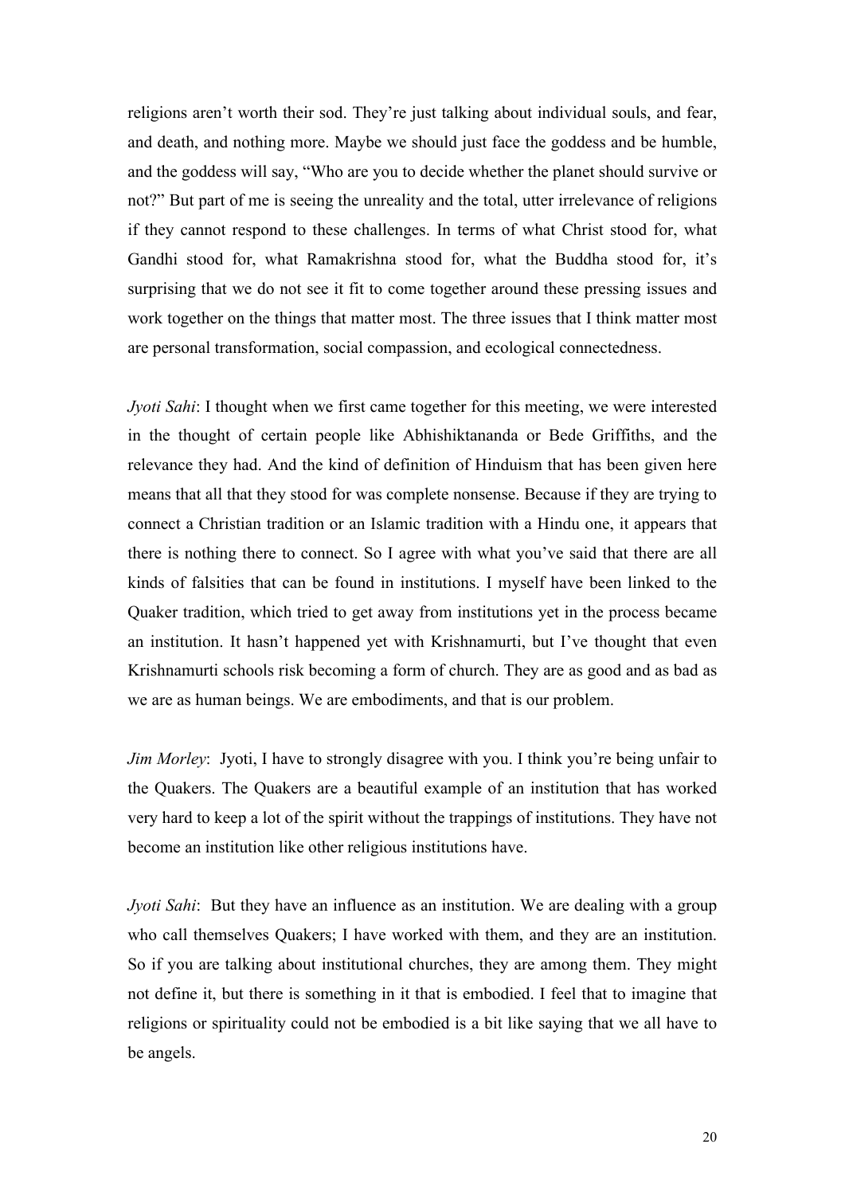religions aren't worth their sod. They're just talking about individual souls, and fear, and death, and nothing more. Maybe we should just face the goddess and be humble, and the goddess will say, "Who are you to decide whether the planet should survive or not?" But part of me is seeing the unreality and the total, utter irrelevance of religions if they cannot respond to these challenges. In terms of what Christ stood for, what Gandhi stood for, what Ramakrishna stood for, what the Buddha stood for, it's surprising that we do not see it fit to come together around these pressing issues and work together on the things that matter most. The three issues that I think matter most are personal transformation, social compassion, and ecological connectedness.

*Jyoti Sahi*: I thought when we first came together for this meeting, we were interested in the thought of certain people like Abhishiktananda or Bede Griffiths, and the relevance they had. And the kind of definition of Hinduism that has been given here means that all that they stood for was complete nonsense. Because if they are trying to connect a Christian tradition or an Islamic tradition with a Hindu one, it appears that there is nothing there to connect. So I agree with what you've said that there are all kinds of falsities that can be found in institutions. I myself have been linked to the Quaker tradition, which tried to get away from institutions yet in the process became an institution. It hasn't happened yet with Krishnamurti, but I've thought that even Krishnamurti schools risk becoming a form of church. They are as good and as bad as we are as human beings. We are embodiments, and that is our problem.

*Jim Morley*: Jyoti, I have to strongly disagree with you. I think you're being unfair to the Quakers. The Quakers are a beautiful example of an institution that has worked very hard to keep a lot of the spirit without the trappings of institutions. They have not become an institution like other religious institutions have.

*Jyoti Sahi*: But they have an influence as an institution. We are dealing with a group who call themselves Quakers; I have worked with them, and they are an institution. So if you are talking about institutional churches, they are among them. They might not define it, but there is something in it that is embodied. I feel that to imagine that religions or spirituality could not be embodied is a bit like saying that we all have to be angels.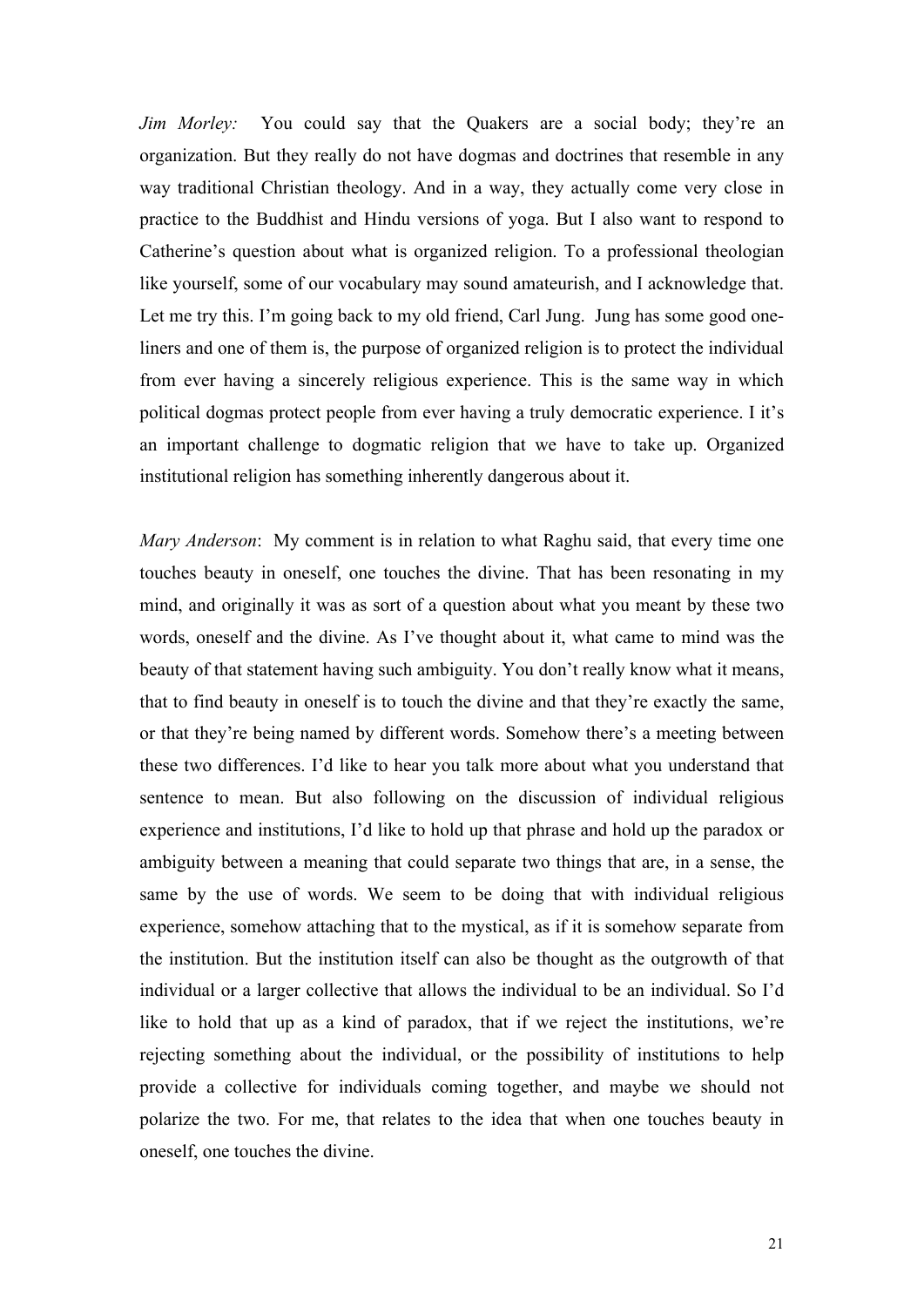*Jim Morley:* You could say that the Quakers are a social body; they're an organization. But they really do not have dogmas and doctrines that resemble in any way traditional Christian theology. And in a way, they actually come very close in practice to the Buddhist and Hindu versions of yoga. But I also want to respond to Catherine's question about what is organized religion. To a professional theologian like yourself, some of our vocabulary may sound amateurish, and I acknowledge that. Let me try this. I'm going back to my old friend, Carl Jung. Jung has some good one-liners and one of them is, the purpose of organized religion is to protect the individual from ever having a sincerely religious experience. This is the same way in which political dogmas protect people from ever having a truly democratic experience. I it's an important challenge to dogmatic religion that we have to take up. Organized institutional religion has something inherently dangerous about it.

*Mary Anderson*: My comment is in relation to what Raghu said, that every time one touches beauty in oneself, one touches the divine. That has been resonating in my mind, and originally it was as sort of a question about what you meant by these two words, oneself and the divine. As I've thought about it, what came to mind was the beauty of that statement having such ambiguity. You don't really know what it means, that to find beauty in oneself is to touch the divine and that they're exactly the same, or that they're being named by different words. Somehow there's a meeting between these two differences. I'd like to hear you talk more about what you understand that sentence to mean. But also following on the discussion of individual religious experience and institutions, I'd like to hold up that phrase and hold up the paradox or ambiguity between a meaning that could separate two things that are, in a sense, the same by the use of words. We seem to be doing that with individual religious experience, somehow attaching that to the mystical, as if it is somehow separate from the institution. But the institution itself can also be thought as the outgrowth of that individual or a larger collective that allows the individual to be an individual. So I'd like to hold that up as a kind of paradox, that if we reject the institutions, we're rejecting something about the individual, or the possibility of institutions to help provide a collective for individuals coming together, and maybe we should not polarize the two. For me, that relates to the idea that when one touches beauty in oneself, one touches the divine.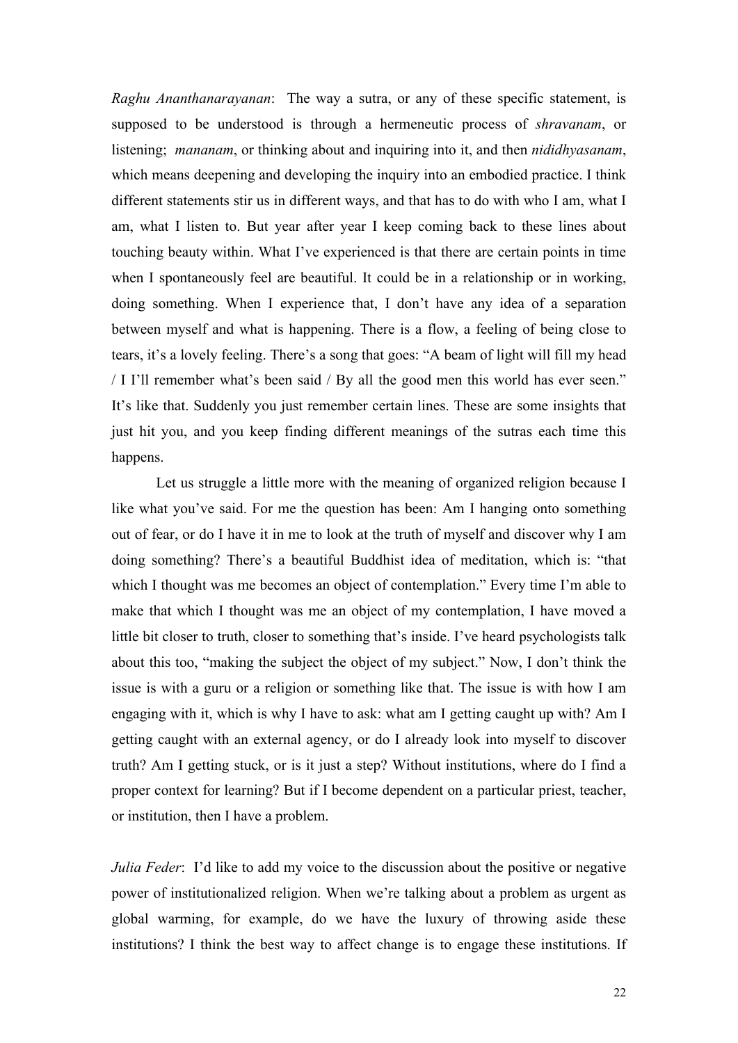*Raghu Ananthanarayanan*: The way a sutra, or any of these specific statement, is supposed to be understood is through a hermeneutic process of *shravanam*, or listening; *mananam*, or thinking about and inquiring into it, and then *nididhyasanam*, which means deepening and developing the inquiry into an embodied practice. I think different statements stir us in different ways, and that has to do with who I am, what I am, what I listen to. But year after year I keep coming back to these lines about touching beauty within. What I've experienced is that there are certain points in time when I spontaneously feel are beautiful. It could be in a relationship or in working, doing something. When I experience that, I don't have any idea of a separation between myself and what is happening. There is a flow, a feeling of being close to tears, it's a lovely feeling. There's a song that goes: "A beam of light will fill my head / I I'll remember what's been said / By all the good men this world has ever seen." It's like that. Suddenly you just remember certain lines. These are some insights that just hit you, and you keep finding different meanings of the sutras each time this happens.

Let us struggle a little more with the meaning of organized religion because I like what you've said. For me the question has been: Am I hanging onto something out of fear, or do I have it in me to look at the truth of myself and discover why I am doing something? There's a beautiful Buddhist idea of meditation, which is: "that which I thought was me becomes an object of contemplation." Every time I'm able to make that which I thought was me an object of my contemplation, I have moved a little bit closer to truth, closer to something that's inside. I've heard psychologists talk about this too, "making the subject the object of my subject." Now, I don't think the issue is with a guru or a religion or something like that. The issue is with how I am engaging with it, which is why I have to ask: what am I getting caught up with? Am I getting caught with an external agency, or do I already look into myself to discover truth? Am I getting stuck, or is it just a step? Without institutions, where do I find a proper context for learning? But if I become dependent on a particular priest, teacher, or institution, then I have a problem.

*Julia Feder*: I'd like to add my voice to the discussion about the positive or negative power of institutionalized religion. When we're talking about a problem as urgent as global warming, for example, do we have the luxury of throwing aside these institutions? I think the best way to affect change is to engage these institutions. If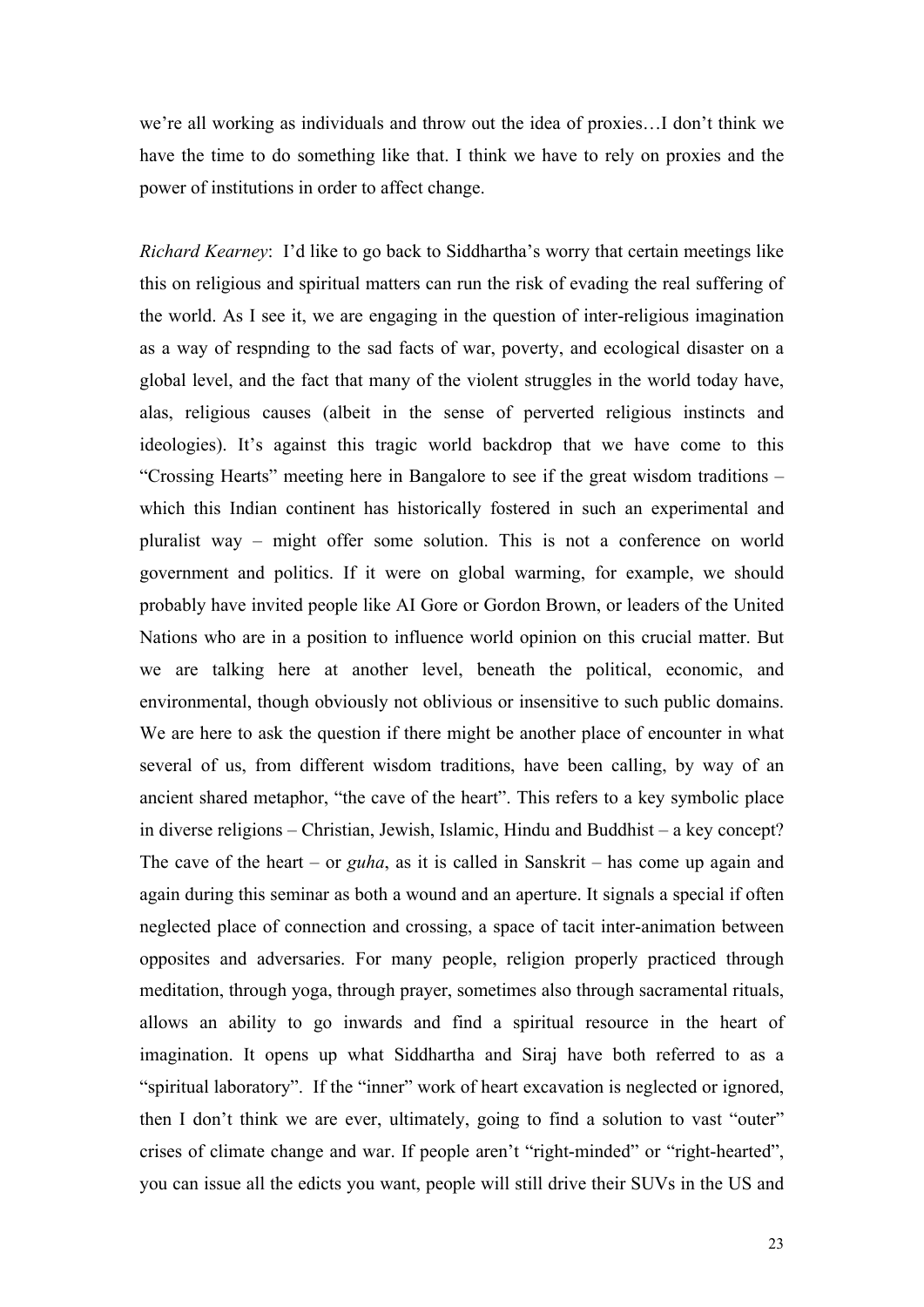we're all working as individuals and throw out the idea of proxies…I don't think we have the time to do something like that. I think we have to rely on proxies and the power of institutions in order to affect change.

*Richard Kearney*: I'd like to go back to Siddhartha's worry that certain meetings like this on religious and spiritual matters can run the risk of evading the real suffering of the world. As I see it, we are engaging in the question of inter-religious imagination as a way of respnding to the sad facts of war, poverty, and ecological disaster on a global level, and the fact that many of the violent struggles in the world today have, alas, religious causes (albeit in the sense of perverted religious instincts and ideologies). It's against this tragic world backdrop that we have come to this "Crossing Hearts" meeting here in Bangalore to see if the great wisdom traditions – which this Indian continent has historically fostered in such an experimental and pluralist way – might offer some solution. This is not a conference on world government and politics. If it were on global warming, for example, we should probably have invited people like AI Gore or Gordon Brown, or leaders of the United Nations who are in a position to influence world opinion on this crucial matter. But we are talking here at another level, beneath the political, economic, and environmental, though obviously not oblivious or insensitive to such public domains. We are here to ask the question if there might be another place of encounter in what several of us, from different wisdom traditions, have been calling, by way of an ancient shared metaphor, "the cave of the heart". This refers to a key symbolic place in diverse religions – Christian, Jewish, Islamic, Hindu and Buddhist – a key concept? The cave of the heart – or *guha*, as it is called in Sanskrit – has come up again and again during this seminar as both a wound and an aperture. It signals a special if often neglected place of connection and crossing, a space of tacit inter-animation between opposites and adversaries. For many people, religion properly practiced through meditation, through yoga, through prayer, sometimes also through sacramental rituals, allows an ability to go inwards and find a spiritual resource in the heart of imagination. It opens up what Siddhartha and Siraj have both referred to as a "spiritual laboratory". If the "inner" work of heart excavation is neglected or ignored, then I don't think we are ever, ultimately, going to find a solution to vast "outer" crises of climate change and war. If people aren't "right-minded" or "right-hearted", you can issue all the edicts you want, people will still drive their SUVs in the US and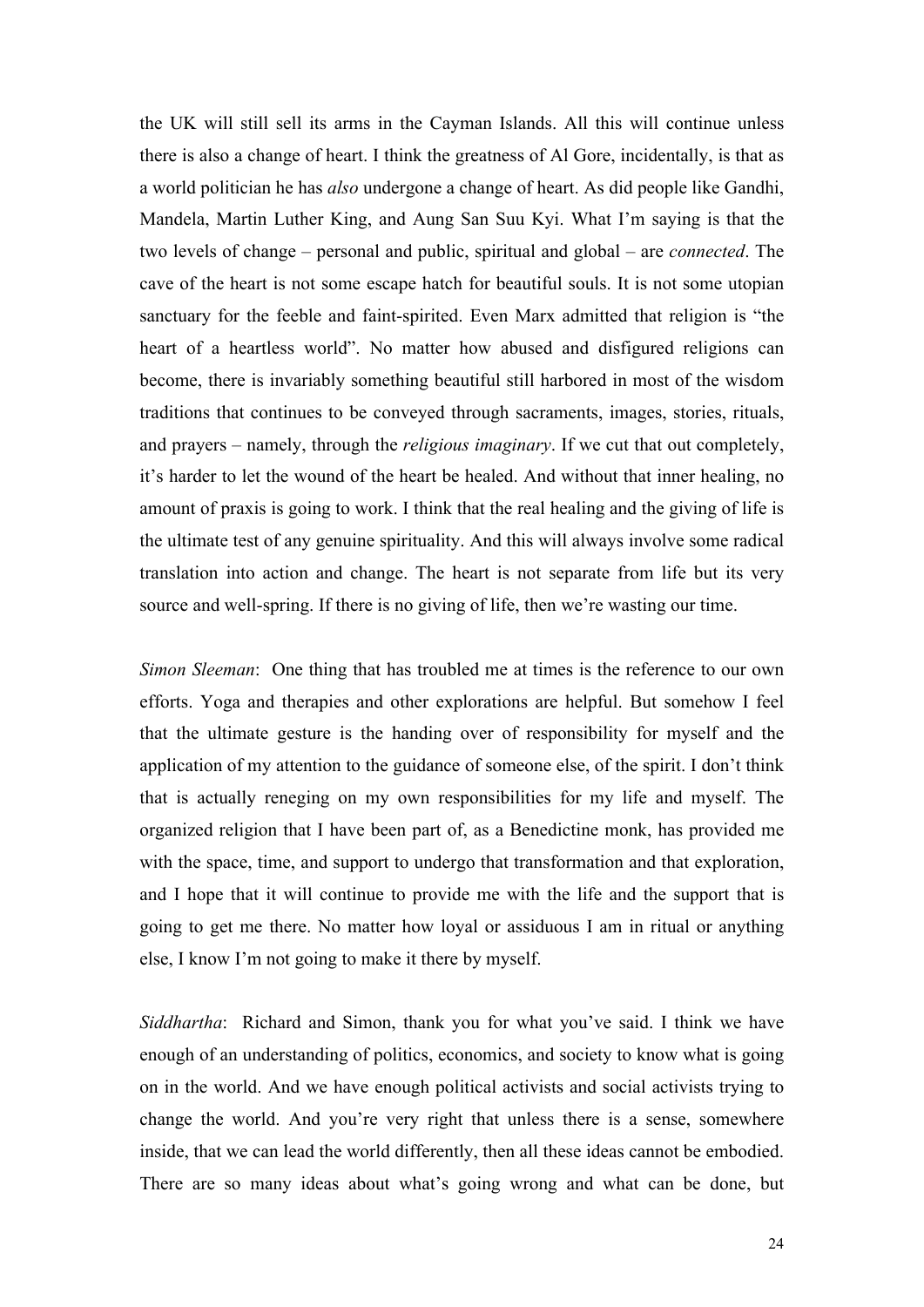the UK will still sell its arms in the Cayman Islands. All this will continue unless there is also a change of heart. I think the greatness of Al Gore, incidentally, is that as a world politician he has *also* undergone a change of heart. As did people like Gandhi, Mandela, Martin Luther King, and Aung San Suu Kyi. What I'm saying is that the two levels of change – personal and public, spiritual and global – are *connected*. The cave of the heart is not some escape hatch for beautiful souls. It is not some utopian sanctuary for the feeble and faint-spirited. Even Marx admitted that religion is "the heart of a heartless world". No matter how abused and disfigured religions can become, there is invariably something beautiful still harbored in most of the wisdom traditions that continues to be conveyed through sacraments, images, stories, rituals, and prayers – namely, through the *religious imaginary*. If we cut that out completely, it's harder to let the wound of the heart be healed. And without that inner healing, no amount of praxis is going to work. I think that the real healing and the giving of life is the ultimate test of any genuine spirituality. And this will always involve some radical translation into action and change. The heart is not separate from life but its very source and well-spring. If there is no giving of life, then we're wasting our time.

*Simon Sleeman*: One thing that has troubled me at times is the reference to our own efforts. Yoga and therapies and other explorations are helpful. But somehow I feel that the ultimate gesture is the handing over of responsibility for myself and the application of my attention to the guidance of someone else, of the spirit. I don't think that is actually reneging on my own responsibilities for my life and myself. The organized religion that I have been part of, as a Benedictine monk, has provided me with the space, time, and support to undergo that transformation and that exploration, and I hope that it will continue to provide me with the life and the support that is going to get me there. No matter how loyal or assiduous I am in ritual or anything else, I know I'm not going to make it there by myself.

*Siddhartha*: Richard and Simon, thank you for what you've said. I think we have enough of an understanding of politics, economics, and society to know what is going on in the world. And we have enough political activists and social activists trying to change the world. And you're very right that unless there is a sense, somewhere inside, that we can lead the world differently, then all these ideas cannot be embodied. There are so many ideas about what's going wrong and what can be done, but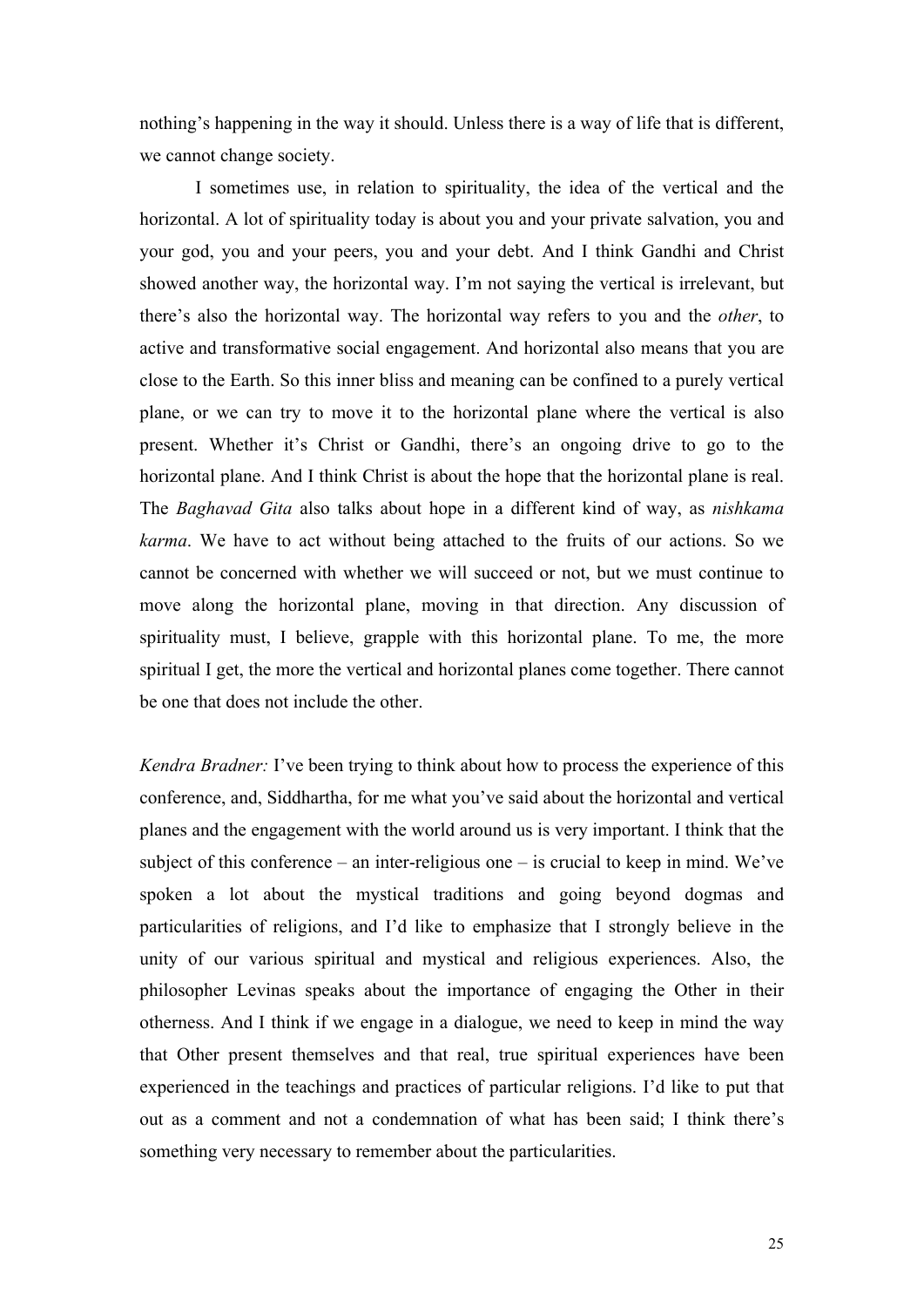nothing's happening in the way it should. Unless there is a way of life that is different, we cannot change society.

I sometimes use, in relation to spirituality, the idea of the vertical and the horizontal. A lot of spirituality today is about you and your private salvation, you and your god, you and your peers, you and your debt. And I think Gandhi and Christ showed another way, the horizontal way. I'm not saying the vertical is irrelevant, but there's also the horizontal way. The horizontal way refers to you and the *other*, to active and transformative social engagement. And horizontal also means that you are close to the Earth. So this inner bliss and meaning can be confined to a purely vertical plane, or we can try to move it to the horizontal plane where the vertical is also present. Whether it's Christ or Gandhi, there's an ongoing drive to go to the horizontal plane. And I think Christ is about the hope that the horizontal plane is real. The *Baghavad Gita* also talks about hope in a different kind of way, as *nishkama karma*. We have to act without being attached to the fruits of our actions. So we cannot be concerned with whether we will succeed or not, but we must continue to move along the horizontal plane, moving in that direction. Any discussion of spirituality must, I believe, grapple with this horizontal plane. To me, the more spiritual I get, the more the vertical and horizontal planes come together. There cannot be one that does not include the other.

*Kendra Bradner:* I've been trying to think about how to process the experience of this conference, and, Siddhartha, for me what you've said about the horizontal and vertical planes and the engagement with the world around us is very important. I think that the subject of this conference – an inter-religious one – is crucial to keep in mind. We've spoken a lot about the mystical traditions and going beyond dogmas and particularities of religions, and I'd like to emphasize that I strongly believe in the unity of our various spiritual and mystical and religious experiences. Also, the philosopher Levinas speaks about the importance of engaging the Other in their otherness. And I think if we engage in a dialogue, we need to keep in mind the way that Other present themselves and that real, true spiritual experiences have been experienced in the teachings and practices of particular religions. I'd like to put that out as a comment and not a condemnation of what has been said; I think there's something very necessary to remember about the particularities.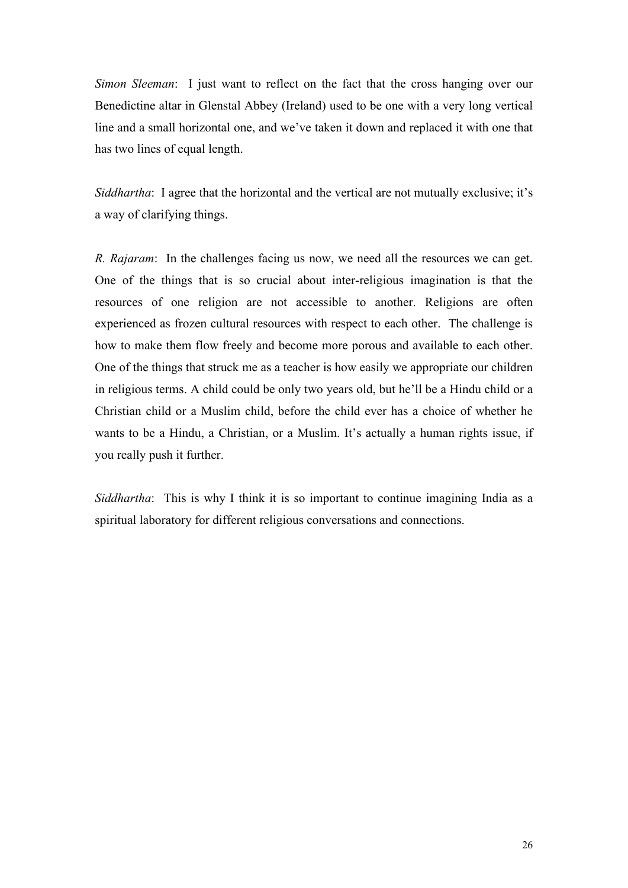*Simon Sleeman*: I just want to reflect on the fact that the cross hanging over our Benedictine altar in Glenstal Abbey (Ireland) used to be one with a very long vertical line and a small horizontal one, and we've taken it down and replaced it with one that has two lines of equal length.

*Siddhartha*: I agree that the horizontal and the vertical are not mutually exclusive; it's a way of clarifying things.

*R. Rajaram*: In the challenges facing us now, we need all the resources we can get. One of the things that is so crucial about inter-religious imagination is that the resources of one religion are not accessible to another. Religions are often experienced as frozen cultural resources with respect to each other. The challenge is how to make them flow freely and become more porous and available to each other. One of the things that struck me as a teacher is how easily we appropriate our children in religious terms. A child could be only two years old, but he'll be a Hindu child or a Christian child or a Muslim child, before the child ever has a choice of whether he wants to be a Hindu, a Christian, or a Muslim. It's actually a human rights issue, if you really push it further.

*Siddhartha*: This is why I think it is so important to continue imagining India as a spiritual laboratory for different religious conversations and connections.